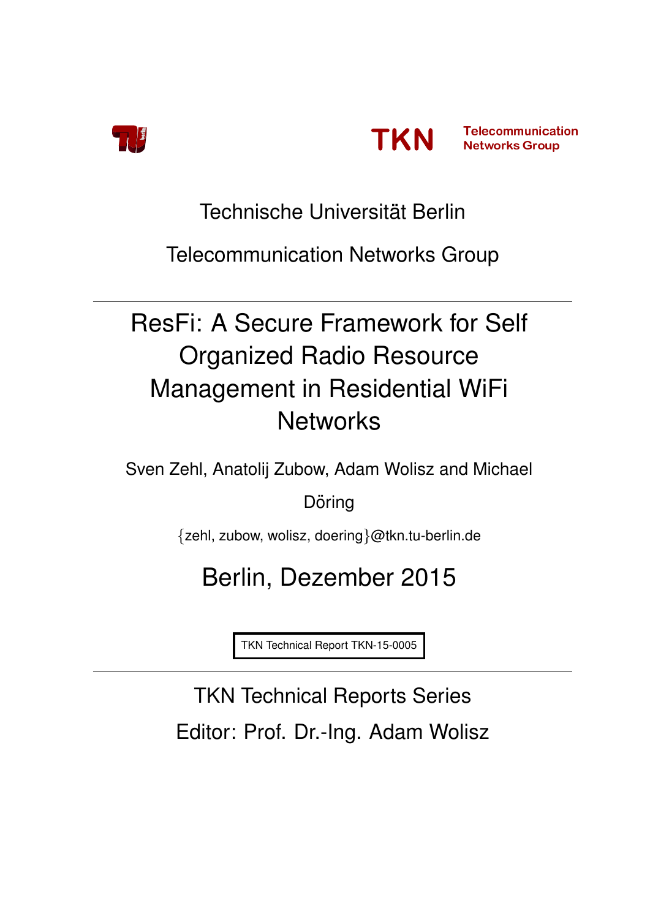TKN Telecommunication Networks Group

Technische Universität Berlin

Telecommunication Networks Group

---

# ResFi: A Secure Framework for Self Organized Radio Resource Management in Residential WiFi Networks

Sven Zehl, Anatolij Zubow, Adam Wolisz and Michael Döring

{zehl, zubow, wolisz, doering}@tkn.tu-berlin.de

Berlin, Dezember 2015

TKN Technical Report TKN-15-0005

---

TKN Technical Reports Series

Editor: Prof. Dr.-Ing. Adam Wolisz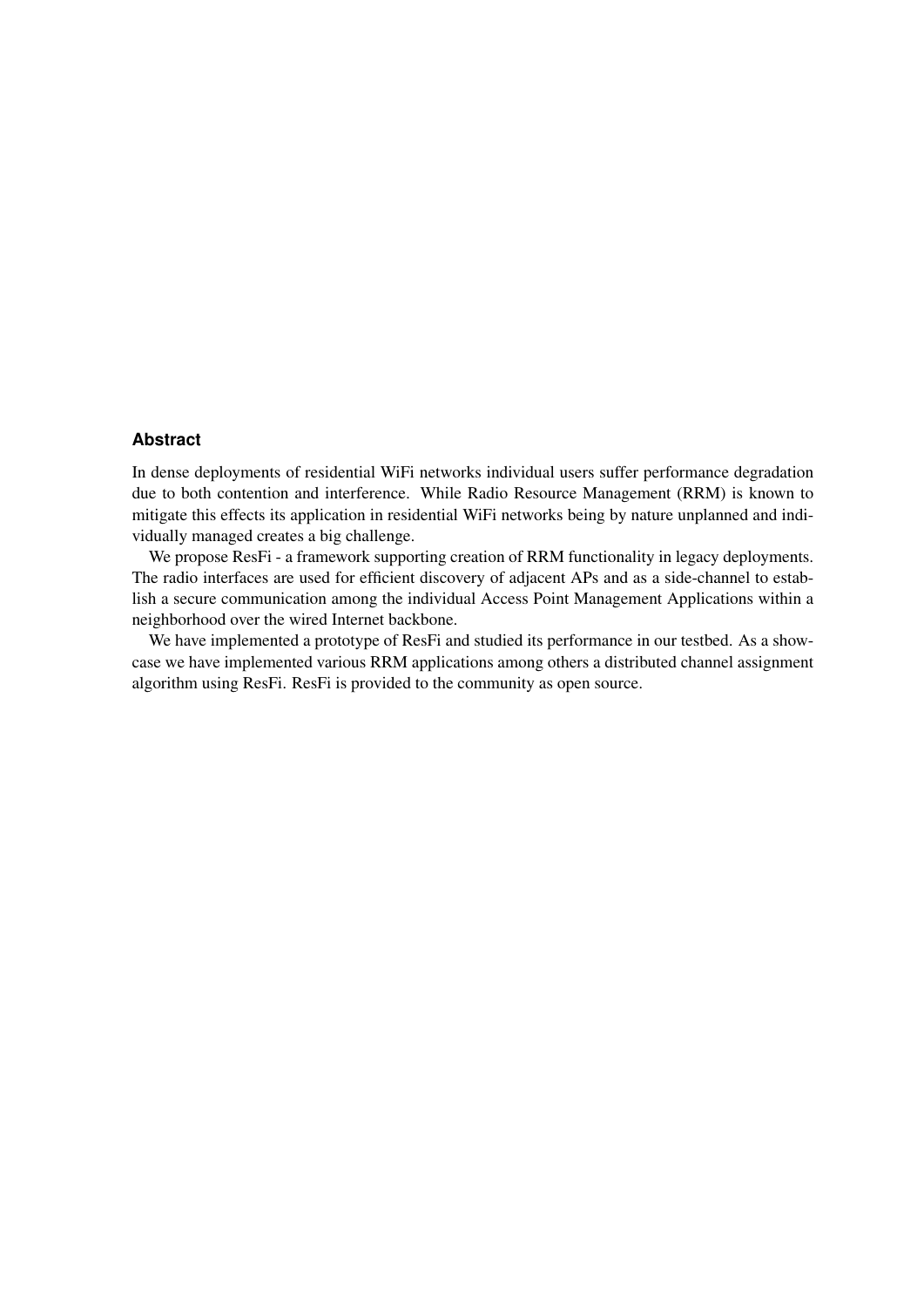### Abstract

In dense deployments of residential WiFi networks individual users suffer performance degradation due to both contention and interference. While Radio Resource Management (RRM) is known to mitigate this effects its application in residential WiFi networks being by nature unplanned and individually managed creates a big challenge.

We propose ResFi - a framework supporting creation of RRM functionality in legacy deployments. The radio interfaces are used for efficient discovery of adjacent APs and as a side-channel to establish a secure communication among the individual Access Point Management Applications within a neighborhood over the wired Internet backbone.

We have implemented a prototype of ResFi and studied its performance in our testbed. As a showcase we have implemented various RRM applications among others a distributed channel assignment algorithm using ResFi. ResFi is provided to the community as open source.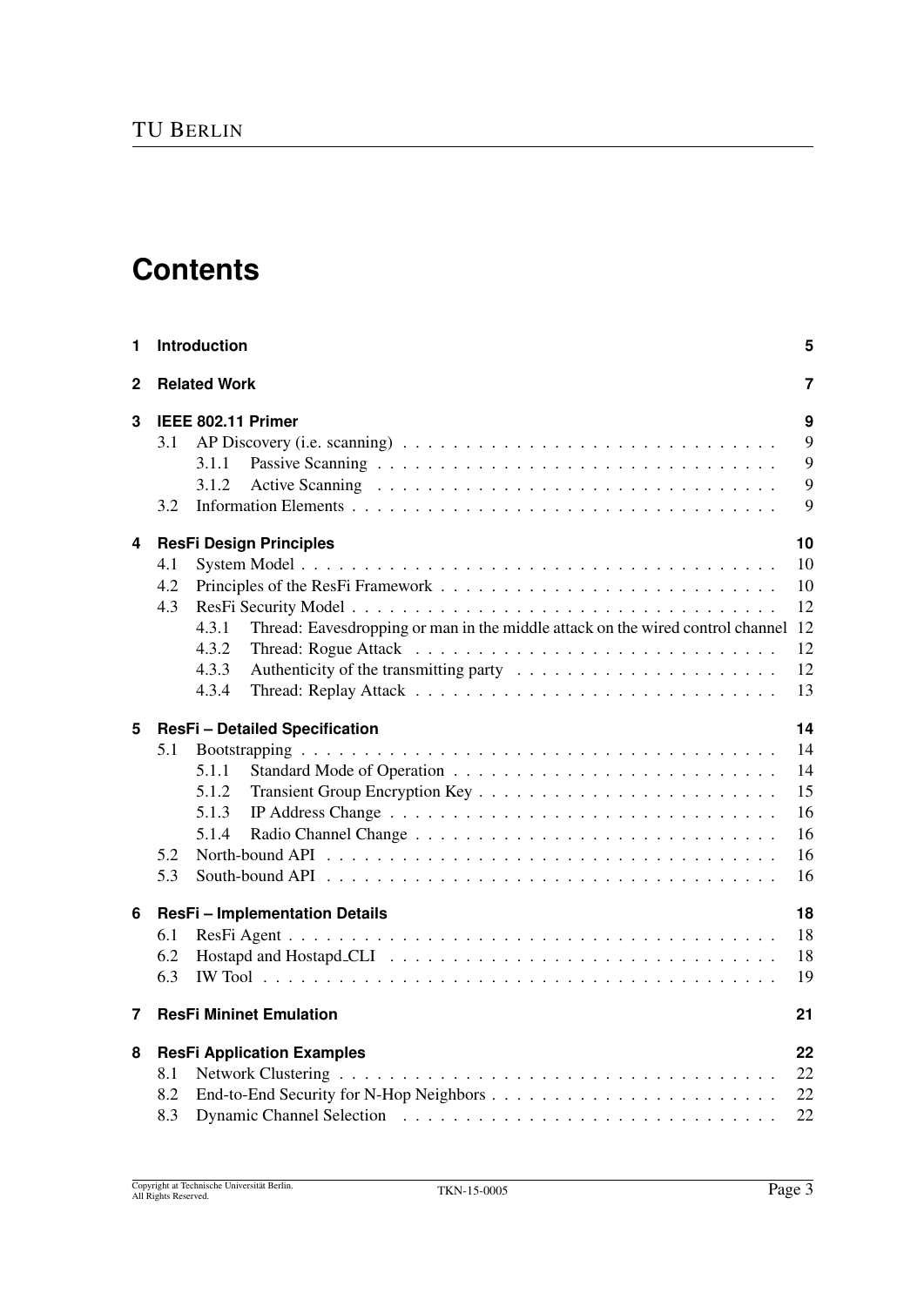# Contents

1 **Introduction** 5

2 **Related Work** 7

3 **IEEE 802.11 Primer** 9
- 3.1 AP Discovery (i.e. scanning) 9
  - 3.1.1 Passive Scanning 9
  - 3.1.2 Active Scanning 9
- 3.2 Information Elements 9

4 **ResFi Design Principles** 10
- 4.1 System Model 10
- 4.2 Principles of the ResFi Framework 10
- 4.3 ResFi Security Model 12
  - 4.3.1 Thread: Eavesdropping or man in the middle attack on the wired control channel 12
  - 4.3.2 Thread: Rogue Attack 12
  - 4.3.3 Authenticity of the transmitting party 12
  - 4.3.4 Thread: Replay Attack 13

5 **ResFi – Detailed Specification** 14
- 5.1 Bootstrapping 14
  - 5.1.1 Standard Mode of Operation 14
  - 5.1.2 Transient Group Encryption Key 15
  - 5.1.3 IP Address Change 16
  - 5.1.4 Radio Channel Change 16
- 5.2 North-bound API 16
- 5.3 South-bound API 16

6 **ResFi – Implementation Details** 18
- 6.1 ResFi Agent 18
- 6.2 Hostapd and Hostapd_CLI 18
- 6.3 IW Tool 19

7 **ResFi Mininet Emulation** 21

8 **ResFi Application Examples** 22
- 8.1 Network Clustering 22
- 8.2 End-to-End Security for N-Hop Neighbors 22
- 8.3 Dynamic Channel Selection 22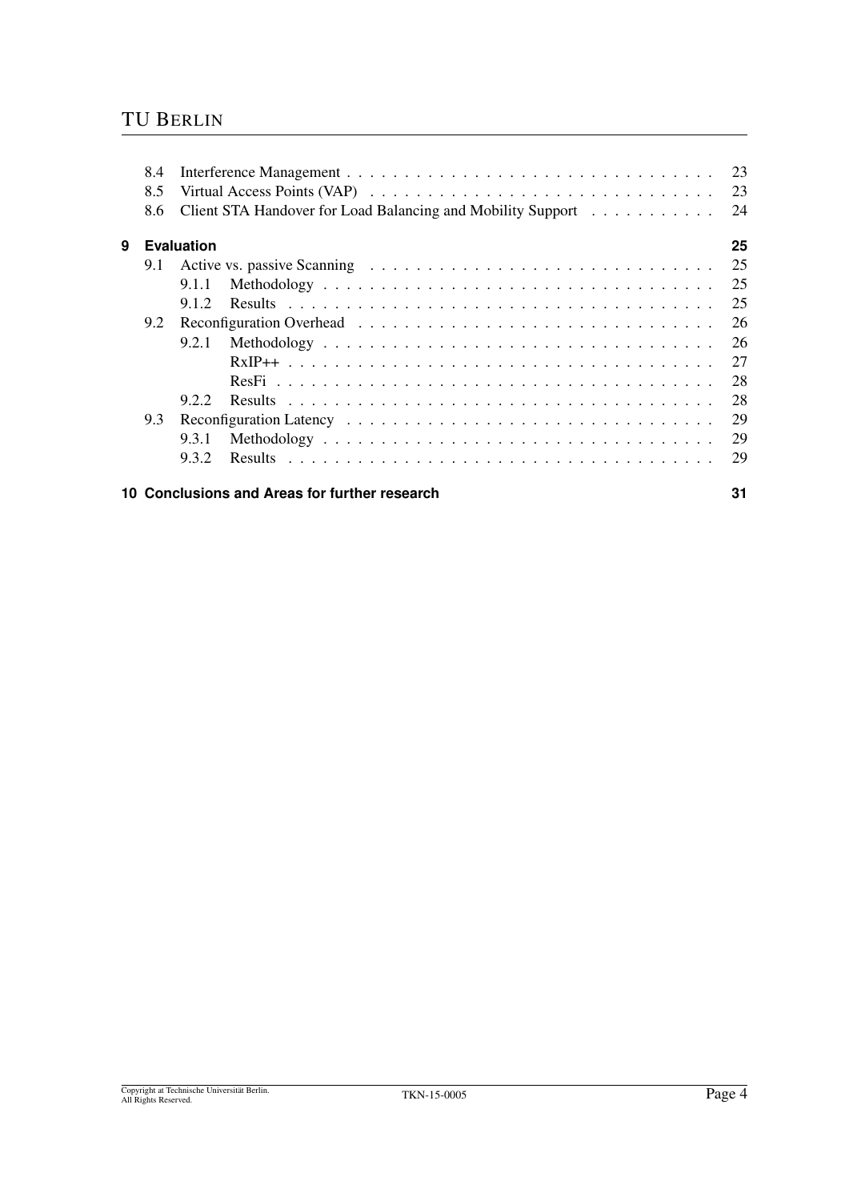8.4 Interference Management . . . . . . . . . . 23
8.5 Virtual Access Points (VAP) . . . . . . . . . . 23
8.6 Client STA Handover for Load Balancing and Mobility Support . . . . . . . . . . 24

**9 Evaluation** **25**

9.1 Active vs. passive Scanning . . . . . . . . . . 25
  9.1.1 Methodology . . . . . . . . . . 25
  9.1.2 Results . . . . . . . . . . 25
9.2 Reconfiguration Overhead . . . . . . . . . . 26
  9.2.1 Methodology . . . . . . . . . . 26
    RxIP++ . . . . . . . . . . 27
    ResFi . . . . . . . . . . 28
  9.2.2 Results . . . . . . . . . . 28
9.3 Reconfiguration Latency . . . . . . . . . . 29
  9.3.1 Methodology . . . . . . . . . . 29
  9.3.2 Results . . . . . . . . . . 29

**10 Conclusions and Areas for further research** **31**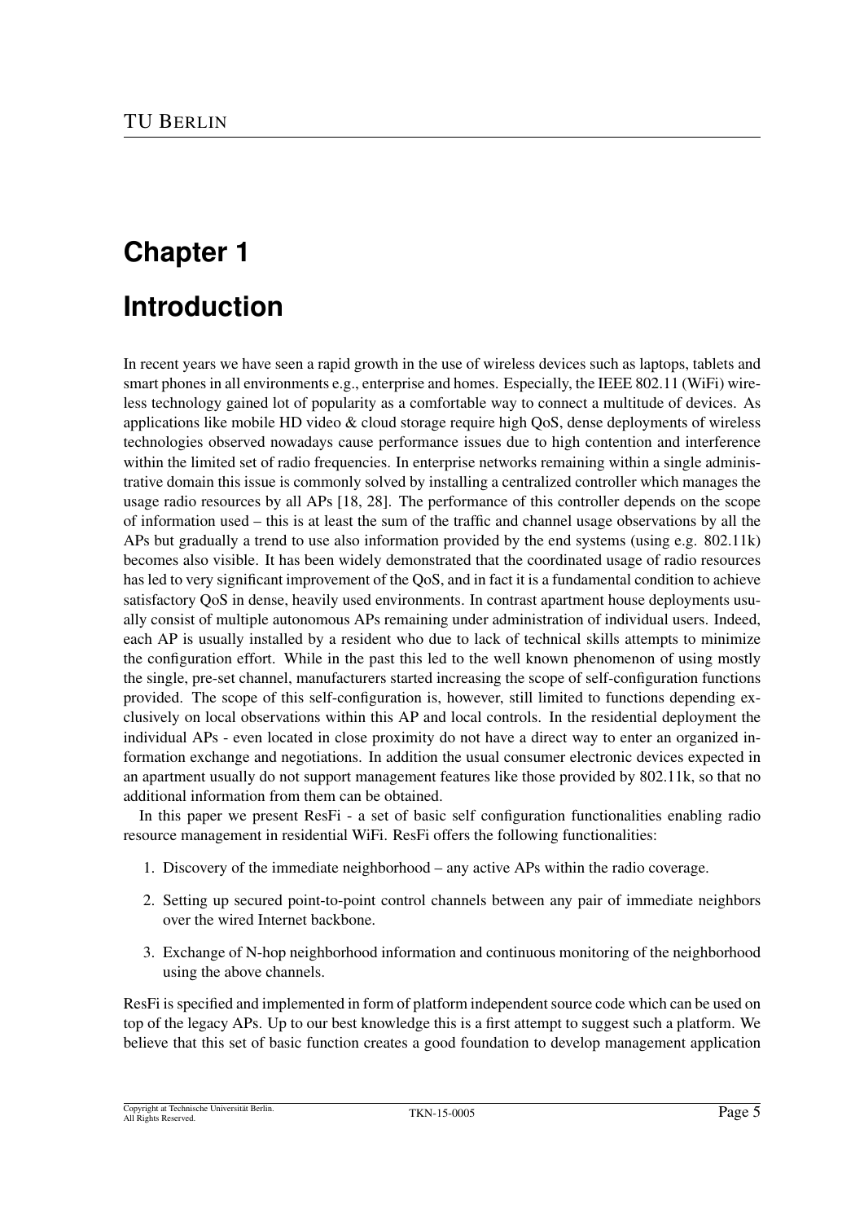# Chapter 1

# Introduction

In recent years we have seen a rapid growth in the use of wireless devices such as laptops, tablets and smart phones in all environments e.g., enterprise and homes. Especially, the IEEE 802.11 (WiFi) wireless technology gained lot of popularity as a comfortable way to connect a multitude of devices. As applications like mobile HD video & cloud storage require high QoS, dense deployments of wireless technologies observed nowadays cause performance issues due to high contention and interference within the limited set of radio frequencies. In enterprise networks remaining within a single administrative domain this issue is commonly solved by installing a centralized controller which manages the usage radio resources by all APs [18, 28]. The performance of this controller depends on the scope of information used – this is at least the sum of the traffic and channel usage observations by all the APs but gradually a trend to use also information provided by the end systems (using e.g. 802.11k) becomes also visible. It has been widely demonstrated that the coordinated usage of radio resources has led to very significant improvement of the QoS, and in fact it is a fundamental condition to achieve satisfactory QoS in dense, heavily used environments. In contrast apartment house deployments usually consist of multiple autonomous APs remaining under administration of individual users. Indeed, each AP is usually installed by a resident who due to lack of technical skills attempts to minimize the configuration effort. While in the past this led to the well known phenomenon of using mostly the single, pre-set channel, manufacturers started increasing the scope of self-configuration functions provided. The scope of this self-configuration is, however, still limited to functions depending exclusively on local observations within this AP and local controls. In the residential deployment the individual APs - even located in close proximity do not have a direct way to enter an organized information exchange and negotiations. In addition the usual consumer electronic devices expected in an apartment usually do not support management features like those provided by 802.11k, so that no additional information from them can be obtained.

In this paper we present ResFi - a set of basic self configuration functionalities enabling radio resource management in residential WiFi. ResFi offers the following functionalities:

1. Discovery of the immediate neighborhood – any active APs within the radio coverage.
2. Setting up secured point-to-point control channels between any pair of immediate neighbors over the wired Internet backbone.
3. Exchange of N-hop neighborhood information and continuous monitoring of the neighborhood using the above channels.

ResFi is specified and implemented in form of platform independent source code which can be used on top of the legacy APs. Up to our best knowledge this is a first attempt to suggest such a platform. We believe that this set of basic function creates a good foundation to develop management application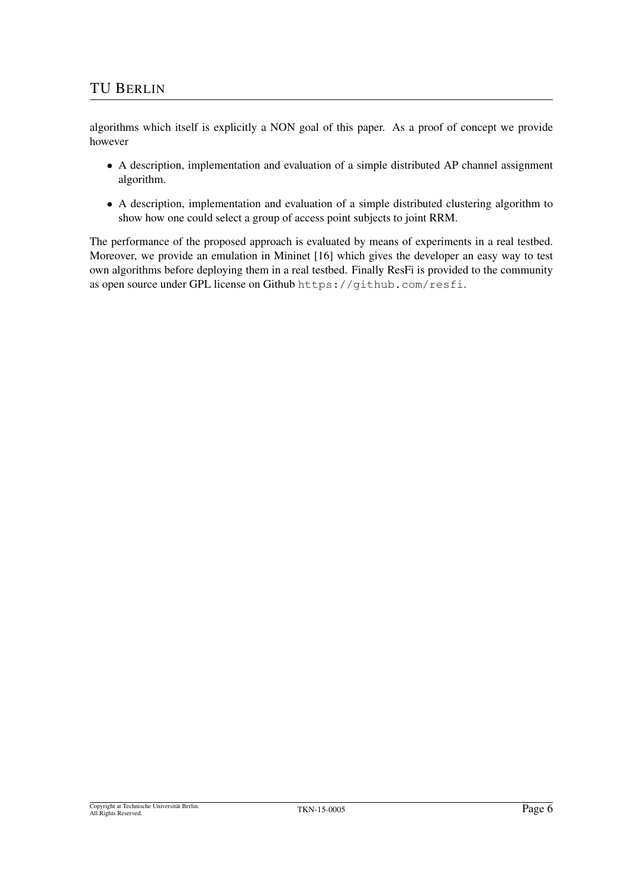algorithms which itself is explicitly a NON goal of this paper. As a proof of concept we provide however

- A description, implementation and evaluation of a simple distributed AP channel assignment algorithm.
- A description, implementation and evaluation of a simple distributed clustering algorithm to show how one could select a group of access point subjects to joint RRM.

The performance of the proposed approach is evaluated by means of experiments in a real testbed. Moreover, we provide an emulation in Mininet [16] which gives the developer an easy way to test own algorithms before deploying them in a real testbed. Finally ResFi is provided to the community as open source under GPL license on Github `https://github.com/resfi`.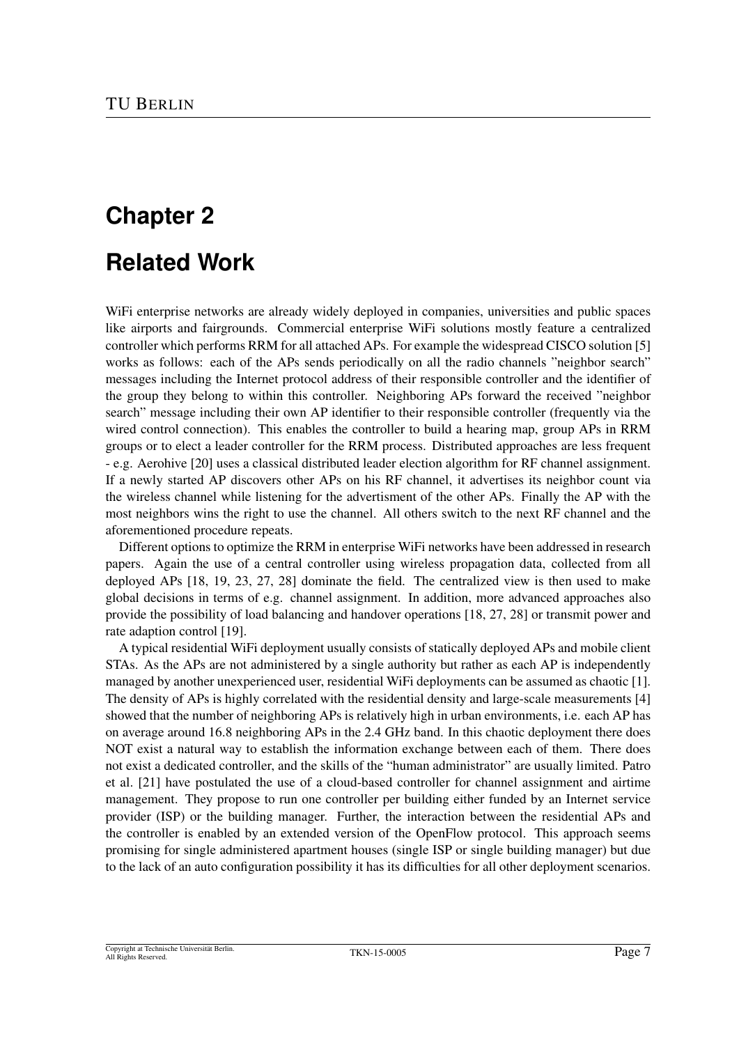# Chapter 2

# Related Work

WiFi enterprise networks are already widely deployed in companies, universities and public spaces like airports and fairgrounds. Commercial enterprise WiFi solutions mostly feature a centralized controller which performs RRM for all attached APs. For example the widespread CISCO solution [5] works as follows: each of the APs sends periodically on all the radio channels "neighbor search" messages including the Internet protocol address of their responsible controller and the identifier of the group they belong to within this controller. Neighboring APs forward the received "neighbor search" message including their own AP identifier to their responsible controller (frequently via the wired control connection). This enables the controller to build a hearing map, group APs in RRM groups or to elect a leader controller for the RRM process. Distributed approaches are less frequent - e.g. Aerohive [20] uses a classical distributed leader election algorithm for RF channel assignment. If a newly started AP discovers other APs on his RF channel, it advertises its neighbor count via the wireless channel while listening for the advertisment of the other APs. Finally the AP with the most neighbors wins the right to use the channel. All others switch to the next RF channel and the aforementioned procedure repeats.

Different options to optimize the RRM in enterprise WiFi networks have been addressed in research papers. Again the use of a central controller using wireless propagation data, collected from all deployed APs [18, 19, 23, 27, 28] dominate the field. The centralized view is then used to make global decisions in terms of e.g. channel assignment. In addition, more advanced approaches also provide the possibility of load balancing and handover operations [18, 27, 28] or transmit power and rate adaption control [19].

A typical residential WiFi deployment usually consists of statically deployed APs and mobile client STAs. As the APs are not administered by a single authority but rather as each AP is independently managed by another unexperienced user, residential WiFi deployments can be assumed as chaotic [1]. The density of APs is highly correlated with the residential density and large-scale measurements [4] showed that the number of neighboring APs is relatively high in urban environments, i.e. each AP has on average around 16.8 neighboring APs in the 2.4 GHz band. In this chaotic deployment there does NOT exist a natural way to establish the information exchange between each of them. There does not exist a dedicated controller, and the skills of the "human administrator" are usually limited. Patro et al. [21] have postulated the use of a cloud-based controller for channel assignment and airtime management. They propose to run one controller per building either funded by an Internet service provider (ISP) or the building manager. Further, the interaction between the residential APs and the controller is enabled by an extended version of the OpenFlow protocol. This approach seems promising for single administered apartment houses (single ISP or single building manager) but due to the lack of an auto configuration possibility it has its difficulties for all other deployment scenarios.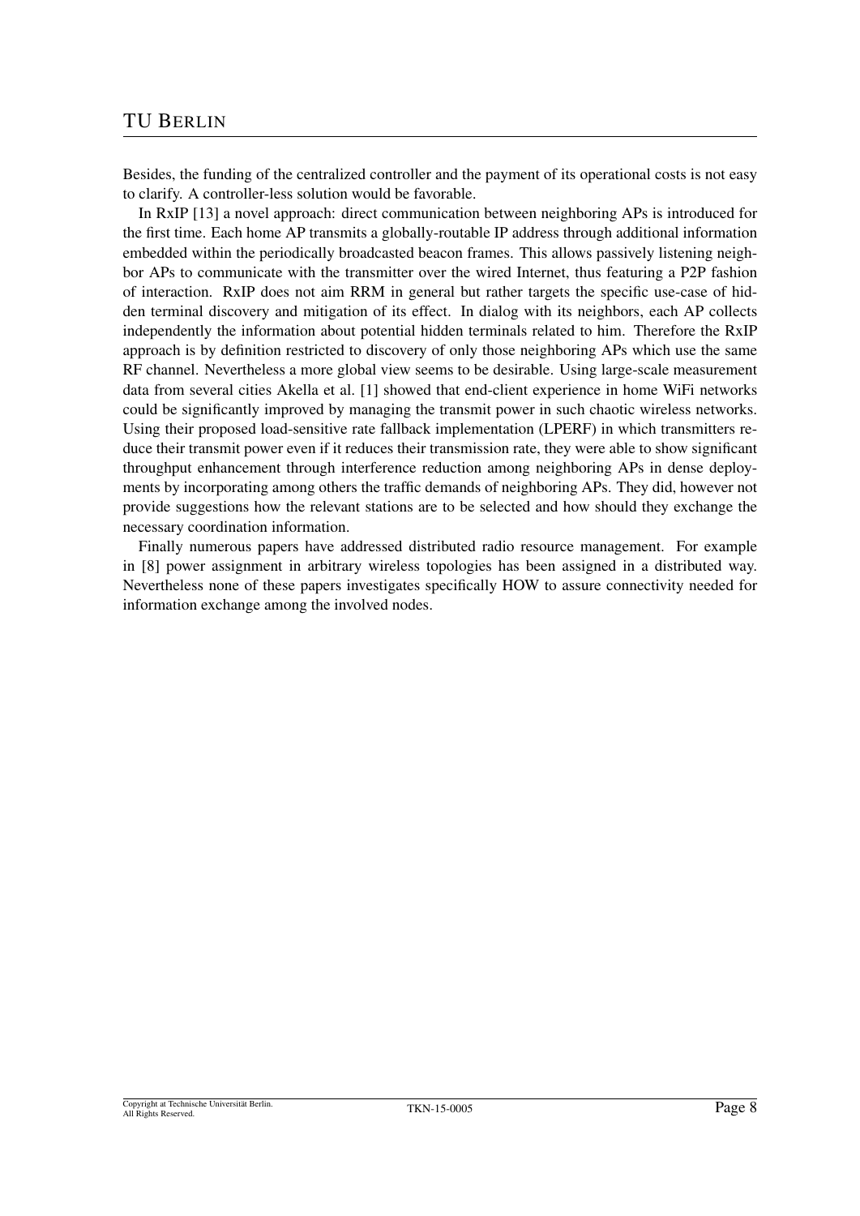Besides, the funding of the centralized controller and the payment of its operational costs is not easy to clarify. A controller-less solution would be favorable.

In RxIP [13] a novel approach: direct communication between neighboring APs is introduced for the first time. Each home AP transmits a globally-routable IP address through additional information embedded within the periodically broadcasted beacon frames. This allows passively listening neighbor APs to communicate with the transmitter over the wired Internet, thus featuring a P2P fashion of interaction. RxIP does not aim RRM in general but rather targets the specific use-case of hidden terminal discovery and mitigation of its effect. In dialog with its neighbors, each AP collects independently the information about potential hidden terminals related to him. Therefore the RxIP approach is by definition restricted to discovery of only those neighboring APs which use the same RF channel. Nevertheless a more global view seems to be desirable. Using large-scale measurement data from several cities Akella et al. [1] showed that end-client experience in home WiFi networks could be significantly improved by managing the transmit power in such chaotic wireless networks. Using their proposed load-sensitive rate fallback implementation (LPERF) in which transmitters reduce their transmit power even if it reduces their transmission rate, they were able to show significant throughput enhancement through interference reduction among neighboring APs in dense deployments by incorporating among others the traffic demands of neighboring APs. They did, however not provide suggestions how the relevant stations are to be selected and how should they exchange the necessary coordination information.

Finally numerous papers have addressed distributed radio resource management. For example in [8] power assignment in arbitrary wireless topologies has been assigned in a distributed way. Nevertheless none of these papers investigates specifically HOW to assure connectivity needed for information exchange among the involved nodes.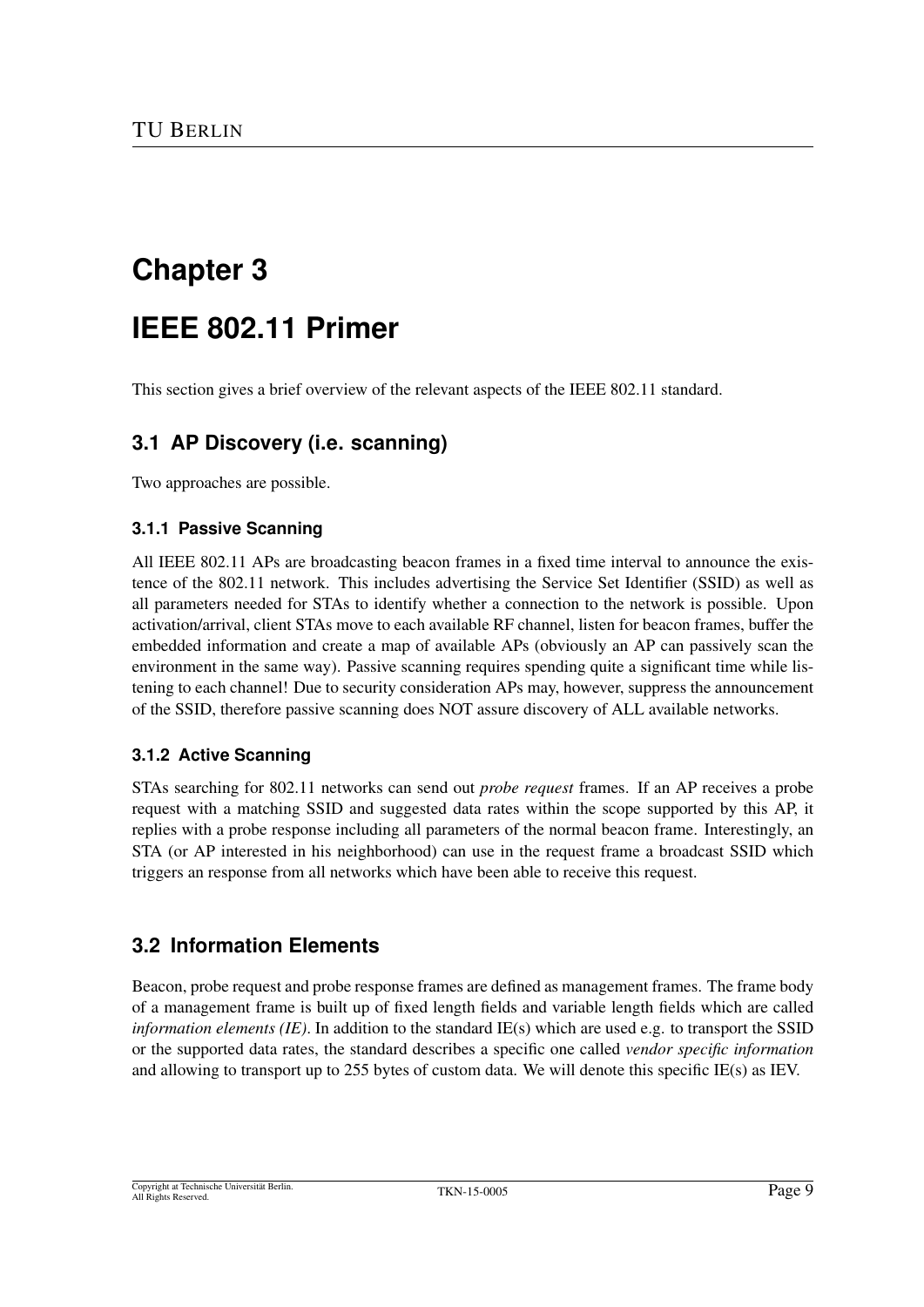# Chapter 3

# IEEE 802.11 Primer

This section gives a brief overview of the relevant aspects of the IEEE 802.11 standard.

## 3.1 AP Discovery (i.e. scanning)

Two approaches are possible.

### 3.1.1 Passive Scanning

All IEEE 802.11 APs are broadcasting beacon frames in a fixed time interval to announce the existence of the 802.11 network. This includes advertising the Service Set Identifier (SSID) as well as all parameters needed for STAs to identify whether a connection to the network is possible. Upon activation/arrival, client STAs move to each available RF channel, listen for beacon frames, buffer the embedded information and create a map of available APs (obviously an AP can passively scan the environment in the same way). Passive scanning requires spending quite a significant time while listening to each channel! Due to security consideration APs may, however, suppress the announcement of the SSID, therefore passive scanning does NOT assure discovery of ALL available networks.

### 3.1.2 Active Scanning

STAs searching for 802.11 networks can send out *probe request* frames. If an AP receives a probe request with a matching SSID and suggested data rates within the scope supported by this AP, it replies with a probe response including all parameters of the normal beacon frame. Interestingly, an STA (or AP interested in his neighborhood) can use in the request frame a broadcast SSID which triggers an response from all networks which have been able to receive this request.

## 3.2 Information Elements

Beacon, probe request and probe response frames are defined as management frames. The frame body of a management frame is built up of fixed length fields and variable length fields which are called *information elements (IE)*. In addition to the standard IE(s) which are used e.g. to transport the SSID or the supported data rates, the standard describes a specific one called *vendor specific information* and allowing to transport up to 255 bytes of custom data. We will denote this specific IE(s) as IEV.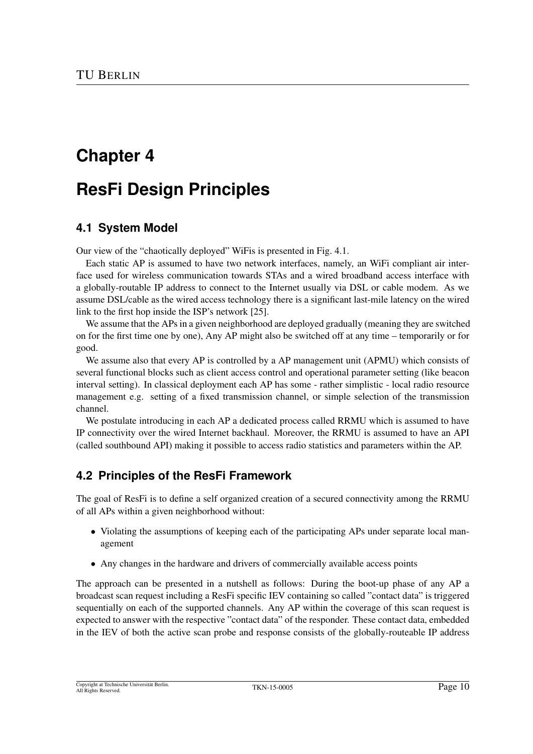# Chapter 4

# ResFi Design Principles

## 4.1 System Model

Our view of the "chaotically deployed" WiFis is presented in Fig. 4.1.

Each static AP is assumed to have two network interfaces, namely, an WiFi compliant air interface used for wireless communication towards STAs and a wired broadband access interface with a globally-routable IP address to connect to the Internet usually via DSL or cable modem. As we assume DSL/cable as the wired access technology there is a significant last-mile latency on the wired link to the first hop inside the ISP's network [25].

We assume that the APs in a given neighborhood are deployed gradually (meaning they are switched on for the first time one by one), Any AP might also be switched off at any time – temporarily or for good.

We assume also that every AP is controlled by a AP management unit (APMU) which consists of several functional blocks such as client access control and operational parameter setting (like beacon interval setting). In classical deployment each AP has some - rather simplistic - local radio resource management e.g. setting of a fixed transmission channel, or simple selection of the transmission channel.

We postulate introducing in each AP a dedicated process called RRMU which is assumed to have IP connectivity over the wired Internet backhaul. Moreover, the RRMU is assumed to have an API (called southbound API) making it possible to access radio statistics and parameters within the AP.

## 4.2 Principles of the ResFi Framework

The goal of ResFi is to define a self organized creation of a secured connectivity among the RRMU of all APs within a given neighborhood without:

- Violating the assumptions of keeping each of the participating APs under separate local management
- Any changes in the hardware and drivers of commercially available access points

The approach can be presented in a nutshell as follows: During the boot-up phase of any AP a broadcast scan request including a ResFi specific IEV containing so called "contact data" is triggered sequentially on each of the supported channels. Any AP within the coverage of this scan request is expected to answer with the respective "contact data" of the responder. These contact data, embedded in the IEV of both the active scan probe and response consists of the globally-routeable IP address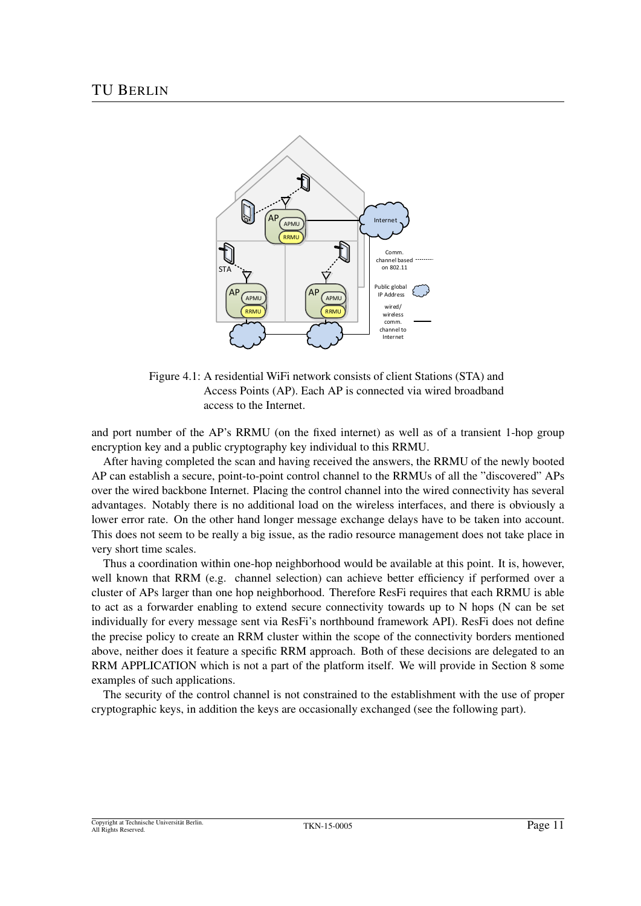Figure 4.1: A residential WiFi network consists of client Stations (STA) and Access Points (AP). Each AP is connected via wired broadband access to the Internet.

and port number of the AP's RRMU (on the fixed internet) as well as of a transient 1-hop group encryption key and a public cryptography key individual to this RRMU.

After having completed the scan and having received the answers, the RRMU of the newly booted AP can establish a secure, point-to-point control channel to the RRMUs of all the "discovered" APs over the wired backbone Internet. Placing the control channel into the wired connectivity has several advantages. Notably there is no additional load on the wireless interfaces, and there is obviously a lower error rate. On the other hand longer message exchange delays have to be taken into account. This does not seem to be really a big issue, as the radio resource management does not take place in very short time scales.

Thus a coordination within one-hop neighborhood would be available at this point. It is, however, well known that RRM (e.g. channel selection) can achieve better efficiency if performed over a cluster of APs larger than one hop neighborhood. Therefore ResFi requires that each RRMU is able to act as a forwarder enabling to extend secure connectivity towards up to N hops (N can be set individually for every message sent via ResFi's northbound framework API). ResFi does not define the precise policy to create an RRM cluster within the scope of the connectivity borders mentioned above, neither does it feature a specific RRM approach. Both of these decisions are delegated to an RRM APPLICATION which is not a part of the platform itself. We will provide in Section 8 some examples of such applications.

The security of the control channel is not constrained to the establishment with the use of proper cryptographic keys, in addition the keys are occasionally exchanged (see the following part).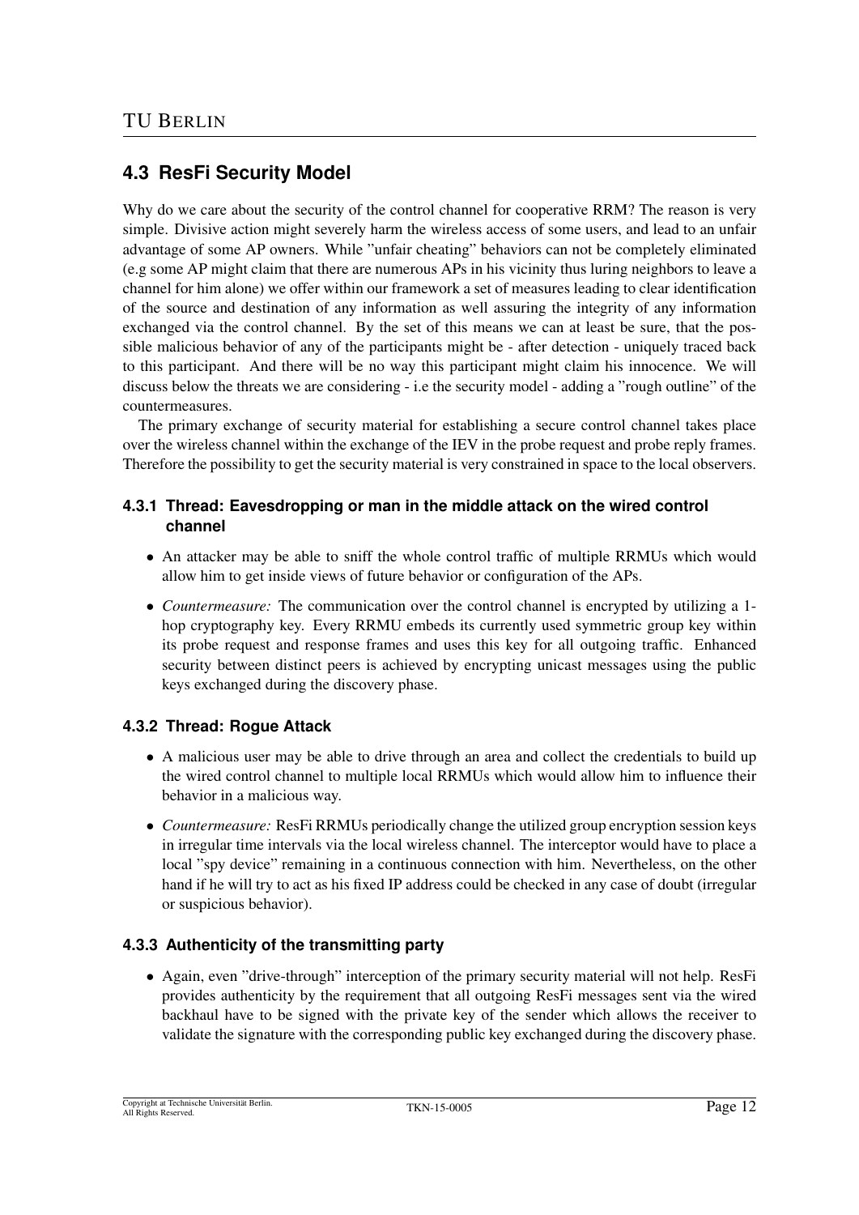## 4.3 ResFi Security Model

Why do we care about the security of the control channel for cooperative RRM? The reason is very simple. Divisive action might severely harm the wireless access of some users, and lead to an unfair advantage of some AP owners. While "unfair cheating" behaviors can not be completely eliminated (e.g some AP might claim that there are numerous APs in his vicinity thus luring neighbors to leave a channel for him alone) we offer within our framework a set of measures leading to clear identification of the source and destination of any information as well assuring the integrity of any information exchanged via the control channel. By the set of this means we can at least be sure, that the possible malicious behavior of any of the participants might be - after detection - uniquely traced back to this participant. And there will be no way this participant might claim his innocence. We will discuss below the threats we are considering - i.e the security model - adding a "rough outline" of the countermeasures.

The primary exchange of security material for establishing a secure control channel takes place over the wireless channel within the exchange of the IEV in the probe request and probe reply frames. Therefore the possibility to get the security material is very constrained in space to the local observers.

### 4.3.1 Thread: Eavesdropping or man in the middle attack on the wired control channel

- An attacker may be able to sniff the whole control traffic of multiple RRMUs which would allow him to get inside views of future behavior or configuration of the APs.
- *Countermeasure:* The communication over the control channel is encrypted by utilizing a 1-hop cryptography key. Every RRMU embeds its currently used symmetric group key within its probe request and response frames and uses this key for all outgoing traffic. Enhanced security between distinct peers is achieved by encrypting unicast messages using the public keys exchanged during the discovery phase.

### 4.3.2 Thread: Rogue Attack

- A malicious user may be able to drive through an area and collect the credentials to build up the wired control channel to multiple local RRMUs which would allow him to influence their behavior in a malicious way.
- *Countermeasure:* ResFi RRMUs periodically change the utilized group encryption session keys in irregular time intervals via the local wireless channel. The interceptor would have to place a local "spy device" remaining in a continuous connection with him. Nevertheless, on the other hand if he will try to act as his fixed IP address could be checked in any case of doubt (irregular or suspicious behavior).

### 4.3.3 Authenticity of the transmitting party

- Again, even "drive-through" interception of the primary security material will not help. ResFi provides authenticity by the requirement that all outgoing ResFi messages sent via the wired backhaul have to be signed with the private key of the sender which allows the receiver to validate the signature with the corresponding public key exchanged during the discovery phase.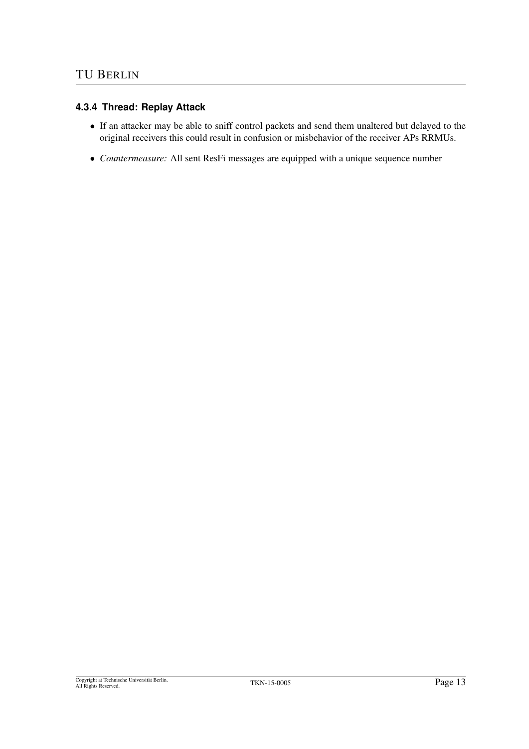#### 4.3.4 Thread: Replay Attack

- If an attacker may be able to sniff control packets and send them unaltered but delayed to the original receivers this could result in confusion or misbehavior of the receiver APs RRMUs.
- *Countermeasure:* All sent ResFi messages are equipped with a unique sequence number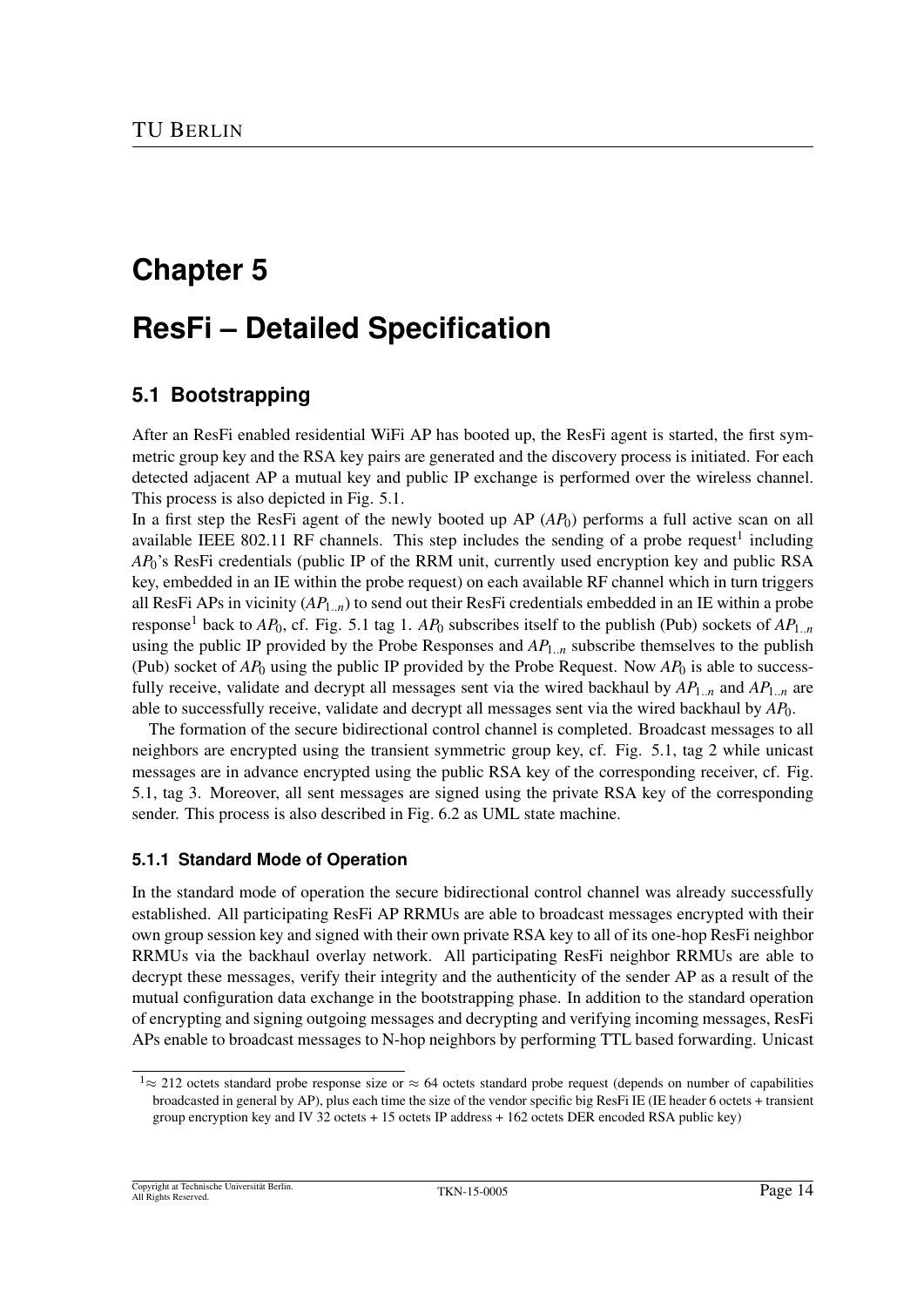# Chapter 5

# ResFi – Detailed Specification

## 5.1 Bootstrapping

After an ResFi enabled residential WiFi AP has booted up, the ResFi agent is started, the first symmetric group key and the RSA key pairs are generated and the discovery process is initiated. For each detected adjacent AP a mutual key and public IP exchange is performed over the wireless channel. This process is also depicted in Fig. 5.1.

In a first step the ResFi agent of the newly booted up AP ($AP_0$) performs a full active scan on all available IEEE 802.11 RF channels. This step includes the sending of a probe request[1] including $AP_0$'s ResFi credentials (public IP of the RRM unit, currently used encryption key and public RSA key, embedded in an IE within the probe request) on each available RF channel which in turn triggers all ResFi APs in vicinity ($AP_{1..n}$) to send out their ResFi credentials embedded in an IE within a probe response[1] back to $AP_0$, cf. Fig. 5.1 tag 1. $AP_0$ subscribes itself to the publish (Pub) sockets of $AP_{1..n}$ using the public IP provided by the Probe Responses and $AP_{1..n}$ subscribe themselves to the publish (Pub) socket of $AP_0$ using the public IP provided by the Probe Request. Now $AP_0$ is able to successfully receive, validate and decrypt all messages sent via the wired backhaul by $AP_{1..n}$ and $AP_{1..n}$ are able to successfully receive, validate and decrypt all messages sent via the wired backhaul by $AP_0$.

The formation of the secure bidirectional control channel is completed. Broadcast messages to all neighbors are encrypted using the transient symmetric group key, cf. Fig. 5.1, tag 2 while unicast messages are in advance encrypted using the public RSA key of the corresponding receiver, cf. Fig. 5.1, tag 3. Moreover, all sent messages are signed using the private RSA key of the corresponding sender. This process is also described in Fig. 6.2 as UML state machine.

### 5.1.1 Standard Mode of Operation

In the standard mode of operation the secure bidirectional control channel was already successfully established. All participating ResFi AP RRMUs are able to broadcast messages encrypted with their own group session key and signed with their own private RSA key to all of its one-hop ResFi neighbor RRMUs via the backhaul overlay network. All participating ResFi neighbor RRMUs are able to decrypt these messages, verify their integrity and the authenticity of the sender AP as a result of the mutual configuration data exchange in the bootstrapping phase. In addition to the standard operation of encrypting and signing outgoing messages and decrypting and verifying incoming messages, ResFi APs enable to broadcast messages to N-hop neighbors by performing TTL based forwarding. Unicast

[1] ≈ 212 octets standard probe response size or ≈ 64 octets standard probe request (depends on number of capabilities broadcasted in general by AP), plus each time the size of the vendor specific big ResFi IE (IE header 6 octets + transient group encryption key and IV 32 octets + 15 octets IP address + 162 octets DER encoded RSA public key)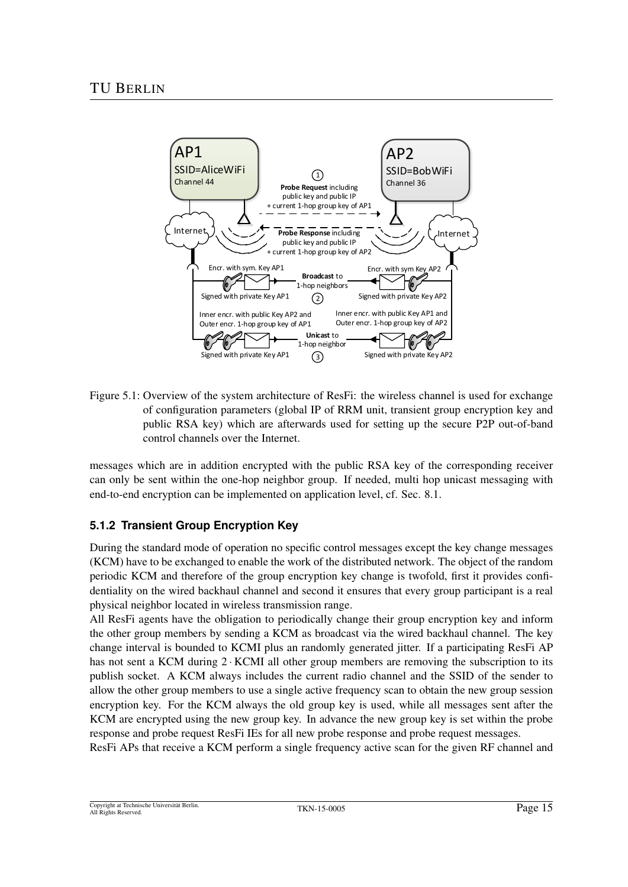Figure 5.1: Overview of the system architecture of ResFi: the wireless channel is used for exchange of configuration parameters (global IP of RRM unit, transient group encryption key and public RSA key) which are afterwards used for setting up the secure P2P out-of-band control channels over the Internet.

messages which are in addition encrypted with the public RSA key of the corresponding receiver can only be sent within the one-hop neighbor group. If needed, multi hop unicast messaging with end-to-end encryption can be implemented on application level, cf. Sec. 8.1.

### 5.1.2 Transient Group Encryption Key

During the standard mode of operation no specific control messages except the key change messages (KCM) have to be exchanged to enable the work of the distributed network. The object of the random periodic KCM and therefore of the group encryption key change is twofold, first it provides confidentiality on the wired backhaul channel and second it ensures that every group participant is a real physical neighbor located in wireless transmission range.

All ResFi agents have the obligation to periodically change their group encryption key and inform the other group members by sending a KCM as broadcast via the wired backhaul channel. The key change interval is bounded to KCMI plus an randomly generated jitter. If a participating ResFi AP has not sent a KCM during $2 \cdot \text{KCMI}$ all other group members are removing the subscription to its publish socket. A KCM always includes the current radio channel and the SSID of the sender to allow the other group members to use a single active frequency scan to obtain the new group session encryption key. For the KCM always the old group key is used, while all messages sent after the KCM are encrypted using the new group key. In advance the new group key is set within the probe response and probe request ResFi IEs for all new probe response and probe request messages.

ResFi APs that receive a KCM perform a single frequency active scan for the given RF channel and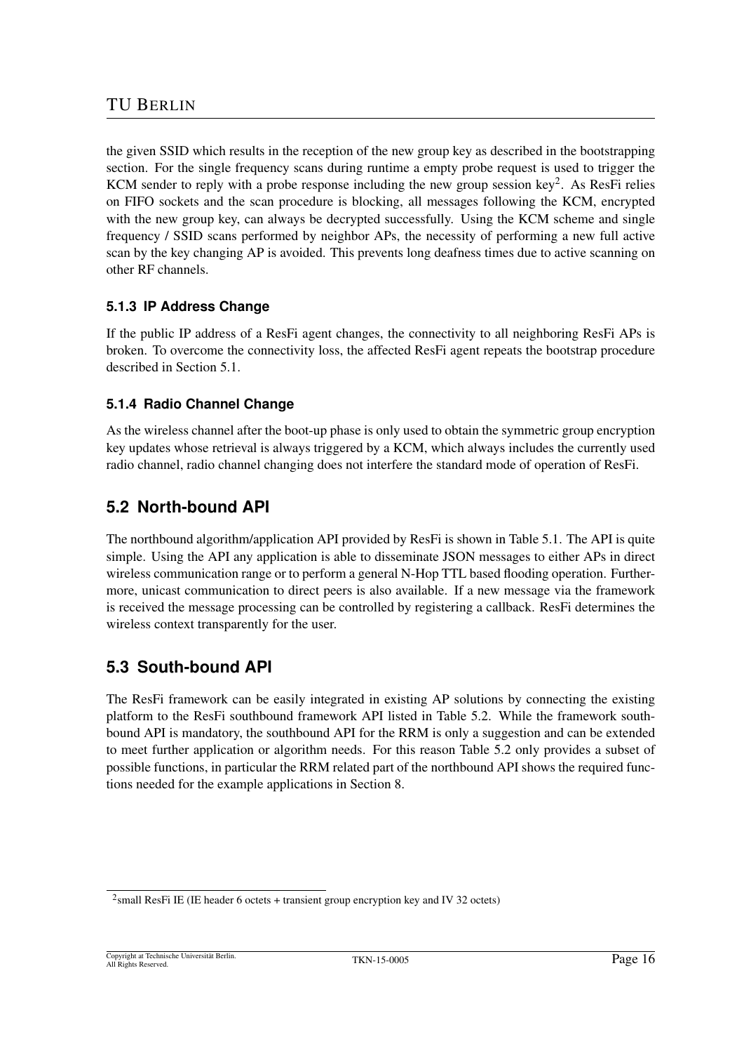the given SSID which results in the reception of the new group key as described in the bootstrapping section. For the single frequency scans during runtime a empty probe request is used to trigger the KCM sender to reply with a probe response including the new group session key[2]. As ResFi relies on FIFO sockets and the scan procedure is blocking, all messages following the KCM, encrypted with the new group key, can always be decrypted successfully. Using the KCM scheme and single frequency / SSID scans performed by neighbor APs, the necessity of performing a new full active scan by the key changing AP is avoided. This prevents long deafness times due to active scanning on other RF channels.

### 5.1.3 IP Address Change

If the public IP address of a ResFi agent changes, the connectivity to all neighboring ResFi APs is broken. To overcome the connectivity loss, the affected ResFi agent repeats the bootstrap procedure described in Section 5.1.

### 5.1.4 Radio Channel Change

As the wireless channel after the boot-up phase is only used to obtain the symmetric group encryption key updates whose retrieval is always triggered by a KCM, which always includes the currently used radio channel, radio channel changing does not interfere the standard mode of operation of ResFi.

## 5.2 North-bound API

The northbound algorithm/application API provided by ResFi is shown in Table 5.1. The API is quite simple. Using the API any application is able to disseminate JSON messages to either APs in direct wireless communication range or to perform a general N-Hop TTL based flooding operation. Furthermore, unicast communication to direct peers is also available. If a new message via the framework is received the message processing can be controlled by registering a callback. ResFi determines the wireless context transparently for the user.

## 5.3 South-bound API

The ResFi framework can be easily integrated in existing AP solutions by connecting the existing platform to the ResFi southbound framework API listed in Table 5.2. While the framework southbound API is mandatory, the southbound API for the RRM is only a suggestion and can be extended to meet further application or algorithm needs. For this reason Table 5.2 only provides a subset of possible functions, in particular the RRM related part of the northbound API shows the required functions needed for the example applications in Section 8.

[2] small ResFi IE (IE header 6 octets + transient group encryption key and IV 32 octets)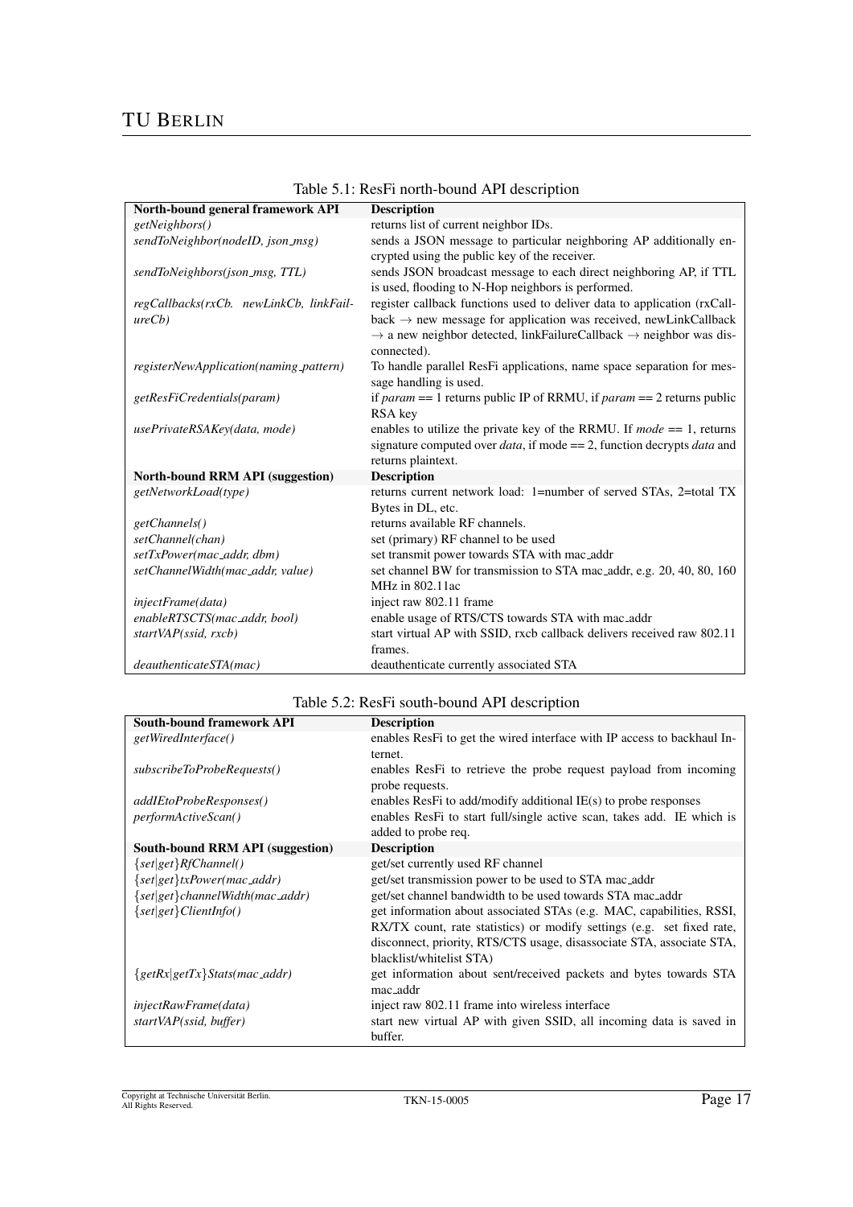Table 5.1: ResFi north-bound API description

| North-bound general framework API | Description |
|---|---|
| *getNeighbors()* | returns list of current neighbor IDs. |
| *sendToNeighbor(nodeID, json_msg)* | sends a JSON message to particular neighboring AP additionally encrypted using the public key of the receiver. |
| *sendToNeighbors(json_msg, TTL)* | sends JSON broadcast message to each direct neighboring AP, if TTL is used, flooding to N-Hop neighbors is performed. |
| *regCallbacks(rxCb. newLinkCb, linkFailureCb)* | register callback functions used to deliver data to application (rxCallback → new message for application was received, newLinkCallback → a new neighbor detected, linkFailureCallback → neighbor was disconnected). |
| *registerNewApplication(naming_pattern)* | To handle parallel ResFi applications, name space separation for message handling is used. |
| *getResFiCredentials(param)* | if *param* == 1 returns public IP of RRMU, if *param* == 2 returns public RSA key |
| *usePrivateRSAKey(data, mode)* | enables to utilize the private key of the RRMU. If *mode* == 1, returns signature computed over *data*, if mode == 2, function decrypts *data* and returns plaintext. |
| **North-bound RRM API (suggestion)** | **Description** |
| *getNetworkLoad(type)* | returns current network load: 1=number of served STAs, 2=total TX Bytes in DL, etc. |
| *getChannels()* | returns available RF channels. |
| *setChannel(chan)* | set (primary) RF channel to be used |
| *setTxPower(mac_addr, dbm)* | set transmit power towards STA with mac_addr |
| *setChannelWidth(mac_addr, value)* | set channel BW for transmission to STA mac_addr, e.g. 20, 40, 80, 160 MHz in 802.11ac |
| *injectFrame(data)* | inject raw 802.11 frame |
| *enableRTSCTS(mac_addr, bool)* | enable usage of RTS/CTS towards STA with mac_addr |
| *startVAP(ssid, rxcb)* | start virtual AP with SSID, rxcb callback delivers received raw 802.11 frames. |
| *deauthenticateSTA(mac)* | deauthenticate currently associated STA |

Table 5.2: ResFi south-bound API description

| South-bound framework API | Description |
|---|---|
| *getWiredInterface()* | enables ResFi to get the wired interface with IP access to backhaul Internet. |
| *subscribeToProbeRequests()* | enables ResFi to retrieve the probe request payload from incoming probe requests. |
| *addIEtoProbeResponses()* | enables ResFi to add/modify additional IE(s) to probe responses |
| *performActiveScan()* | enables ResFi to start full/single active scan, takes add. IE which is added to probe req. |
| **South-bound RRM API (suggestion)** | **Description** |
| *{set\|get}RfChannel()* | get/set currently used RF channel |
| *{set\|get}txPower(mac_addr)* | get/set transmission power to be used to STA mac_addr |
| *{set\|get}channelWidth(mac_addr)* | get/set channel bandwidth to be used towards STA mac_addr |
| *{set\|get}ClientInfo()* | get information about associated STAs (e.g. MAC, capabilities, RSSI, RX/TX count, rate statistics) or modify settings (e.g. set fixed rate, disconnect, priority, RTS/CTS usage, disassociate STA, associate STA, blacklist/whitelist STA) |
| *{getRx\|getTx}Stats(mac_addr)* | get information about sent/received packets and bytes towards STA mac_addr |
| *injectRawFrame(data)* | inject raw 802.11 frame into wireless interface |
| *startVAP(ssid, buffer)* | start new virtual AP with given SSID, all incoming data is saved in buffer. |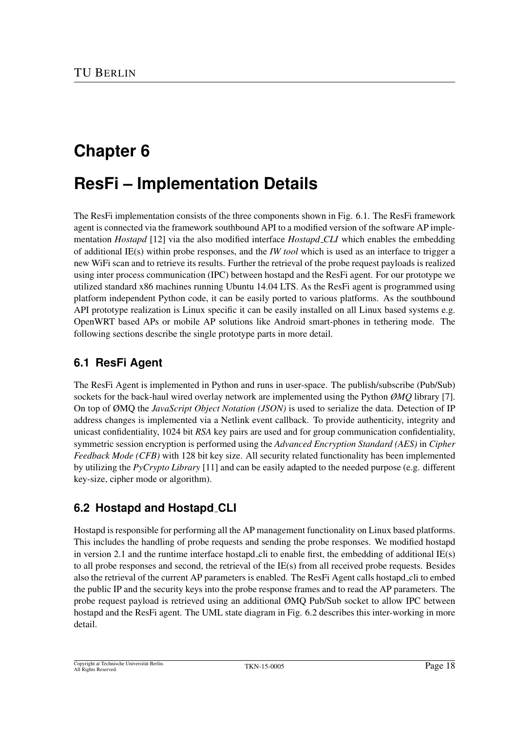# Chapter 6

# ResFi – Implementation Details

The ResFi implementation consists of the three components shown in Fig. 6.1. The ResFi framework agent is connected via the framework southbound API to a modified version of the software AP implementation *Hostapd* [12] via the also modified interface *Hostapd_CLI* which enables the embedding of additional IE(s) within probe responses, and the *IW tool* which is used as an interface to trigger a new WiFi scan and to retrieve its results. Further the retrieval of the probe request payloads is realized using inter process communication (IPC) between hostapd and the ResFi agent. For our prototype we utilized standard x86 machines running Ubuntu 14.04 LTS. As the ResFi agent is programmed using platform independent Python code, it can be easily ported to various platforms. As the southbound API prototype realization is Linux specific it can be easily installed on all Linux based systems e.g. OpenWRT based APs or mobile AP solutions like Android smart-phones in tethering mode. The following sections describe the single prototype parts in more detail.

## 6.1 ResFi Agent

The ResFi Agent is implemented in Python and runs in user-space. The publish/subscribe (Pub/Sub) sockets for the back-haul wired overlay network are implemented using the Python *ØMQ* library [7]. On top of ØMQ the *JavaScript Object Notation (JSON)* is used to serialize the data. Detection of IP address changes is implemented via a Netlink event callback. To provide authenticity, integrity and unicast confidentiality, 1024 bit *RSA* key pairs are used and for group communication confidentiality, symmetric session encryption is performed using the *Advanced Encryption Standard (AES)* in *Cipher Feedback Mode (CFB)* with 128 bit key size. All security related functionality has been implemented by utilizing the *PyCrypto Library* [11] and can be easily adapted to the needed purpose (e.g. different key-size, cipher mode or algorithm).

## 6.2 Hostapd and Hostapd_CLI

Hostapd is responsible for performing all the AP management functionality on Linux based platforms. This includes the handling of probe requests and sending the probe responses. We modified hostapd in version 2.1 and the runtime interface hostapd_cli to enable first, the embedding of additional IE(s) to all probe responses and second, the retrieval of the IE(s) from all received probe requests. Besides also the retrieval of the current AP parameters is enabled. The ResFi Agent calls hostapd_cli to embed the public IP and the security keys into the probe response frames and to read the AP parameters. The probe request payload is retrieved using an additional ØMQ Pub/Sub socket to allow IPC between hostapd and the ResFi agent. The UML state diagram in Fig. 6.2 describes this inter-working in more detail.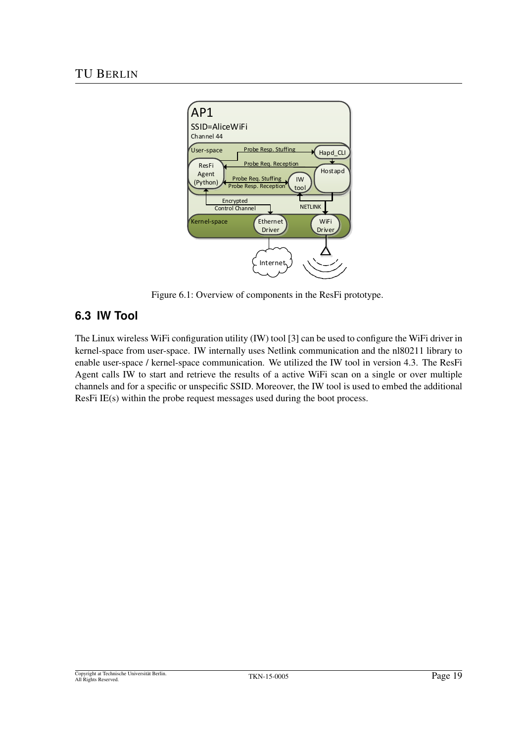Figure 6.1: Overview of components in the ResFi prototype.

## 6.3 IW Tool

The Linux wireless WiFi configuration utility (IW) tool [3] can be used to configure the WiFi driver in kernel-space from user-space. IW internally uses Netlink communication and the nl80211 library to enable user-space / kernel-space communication. We utilized the IW tool in version 4.3. The ResFi Agent calls IW to start and retrieve the results of a active WiFi scan on a single or over multiple channels and for a specific or unspecific SSID. Moreover, the IW tool is used to embed the additional ResFi IE(s) within the probe request messages used during the boot process.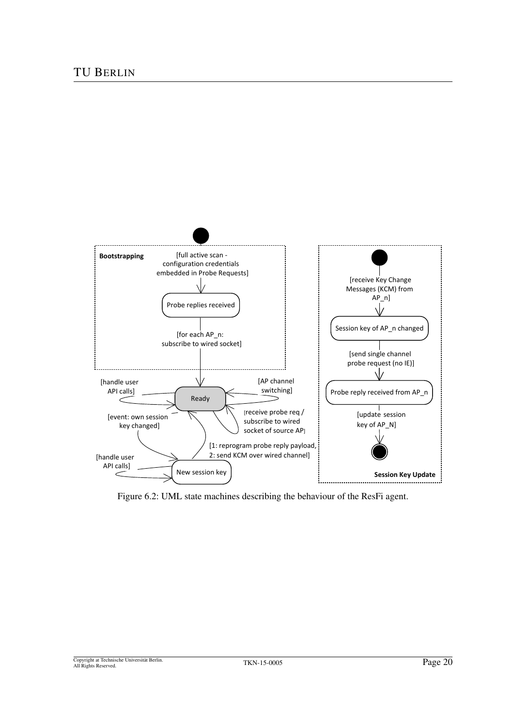Figure 6.2: UML state machines describing the behaviour of the ResFi agent.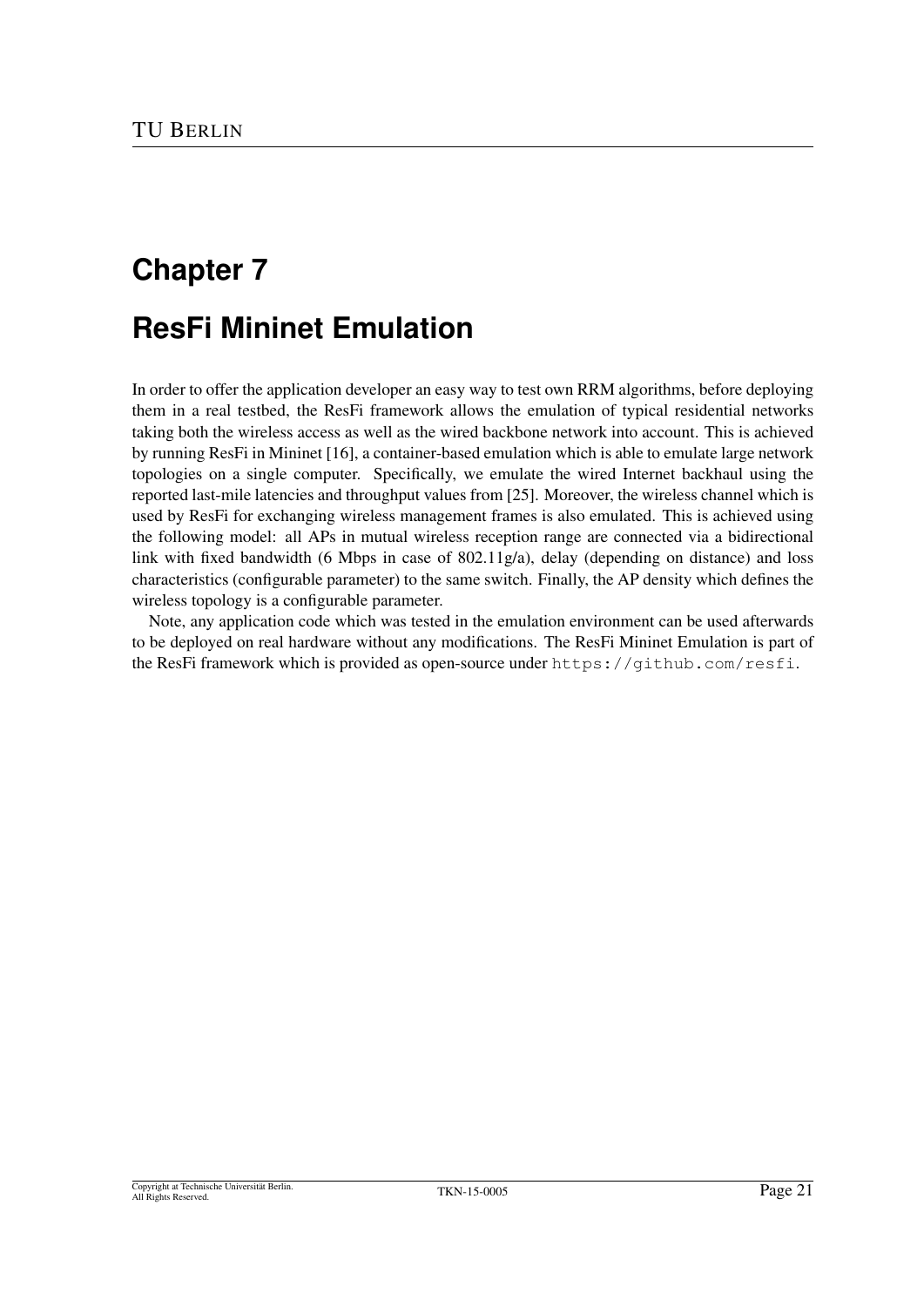# Chapter 7

# ResFi Mininet Emulation

In order to offer the application developer an easy way to test own RRM algorithms, before deploying them in a real testbed, the ResFi framework allows the emulation of typical residential networks taking both the wireless access as well as the wired backbone network into account. This is achieved by running ResFi in Mininet [16], a container-based emulation which is able to emulate large network topologies on a single computer. Specifically, we emulate the wired Internet backhaul using the reported last-mile latencies and throughput values from [25]. Moreover, the wireless channel which is used by ResFi for exchanging wireless management frames is also emulated. This is achieved using the following model: all APs in mutual wireless reception range are connected via a bidirectional link with fixed bandwidth (6 Mbps in case of 802.11g/a), delay (depending on distance) and loss characteristics (configurable parameter) to the same switch. Finally, the AP density which defines the wireless topology is a configurable parameter.

Note, any application code which was tested in the emulation environment can be used afterwards to be deployed on real hardware without any modifications. The ResFi Mininet Emulation is part of the ResFi framework which is provided as open-source under `https://github.com/resfi`.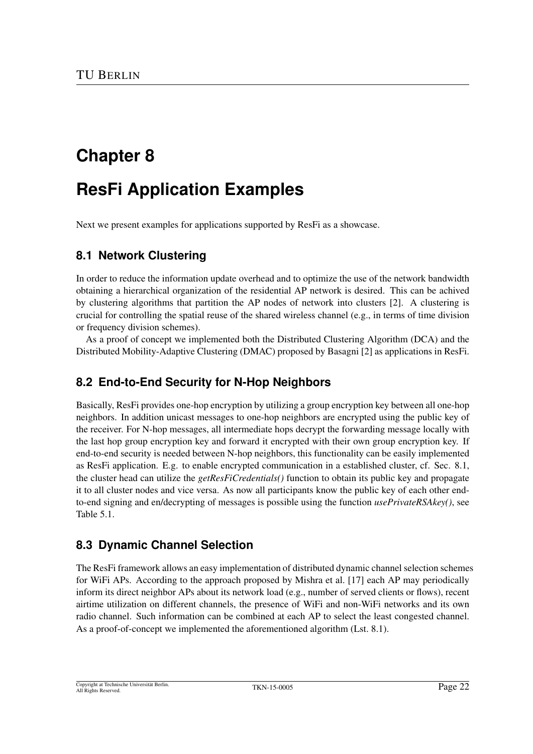# Chapter 8

# ResFi Application Examples

Next we present examples for applications supported by ResFi as a showcase.

## 8.1 Network Clustering

In order to reduce the information update overhead and to optimize the use of the network bandwidth obtaining a hierarchical organization of the residential AP network is desired. This can be achived by clustering algorithms that partition the AP nodes of network into clusters [2]. A clustering is crucial for controlling the spatial reuse of the shared wireless channel (e.g., in terms of time division or frequency division schemes).

As a proof of concept we implemented both the Distributed Clustering Algorithm (DCA) and the Distributed Mobility-Adaptive Clustering (DMAC) proposed by Basagni [2] as applications in ResFi.

## 8.2 End-to-End Security for N-Hop Neighbors

Basically, ResFi provides one-hop encryption by utilizing a group encryption key between all one-hop neighbors. In addition unicast messages to one-hop neighbors are encrypted using the public key of the receiver. For N-hop messages, all intermediate hops decrypt the forwarding message locally with the last hop group encryption key and forward it encrypted with their own group encryption key. If end-to-end security is needed between N-hop neighbors, this functionality can be easily implemented as ResFi application. E.g. to enable encrypted communication in a established cluster, cf. Sec. 8.1, the cluster head can utilize the *getResFiCredentials()* function to obtain its public key and propagate it to all cluster nodes and vice versa. As now all participants know the public key of each other end-to-end signing and en/decrypting of messages is possible using the function *usePrivateRSAkey()*, see Table 5.1.

## 8.3 Dynamic Channel Selection

The ResFi framework allows an easy implementation of distributed dynamic channel selection schemes for WiFi APs. According to the approach proposed by Mishra et al. [17] each AP may periodically inform its direct neighbor APs about its network load (e.g., number of served clients or flows), recent airtime utilization on different channels, the presence of WiFi and non-WiFi networks and its own radio channel. Such information can be combined at each AP to select the least congested channel. As a proof-of-concept we implemented the aforementioned algorithm (Lst. 8.1).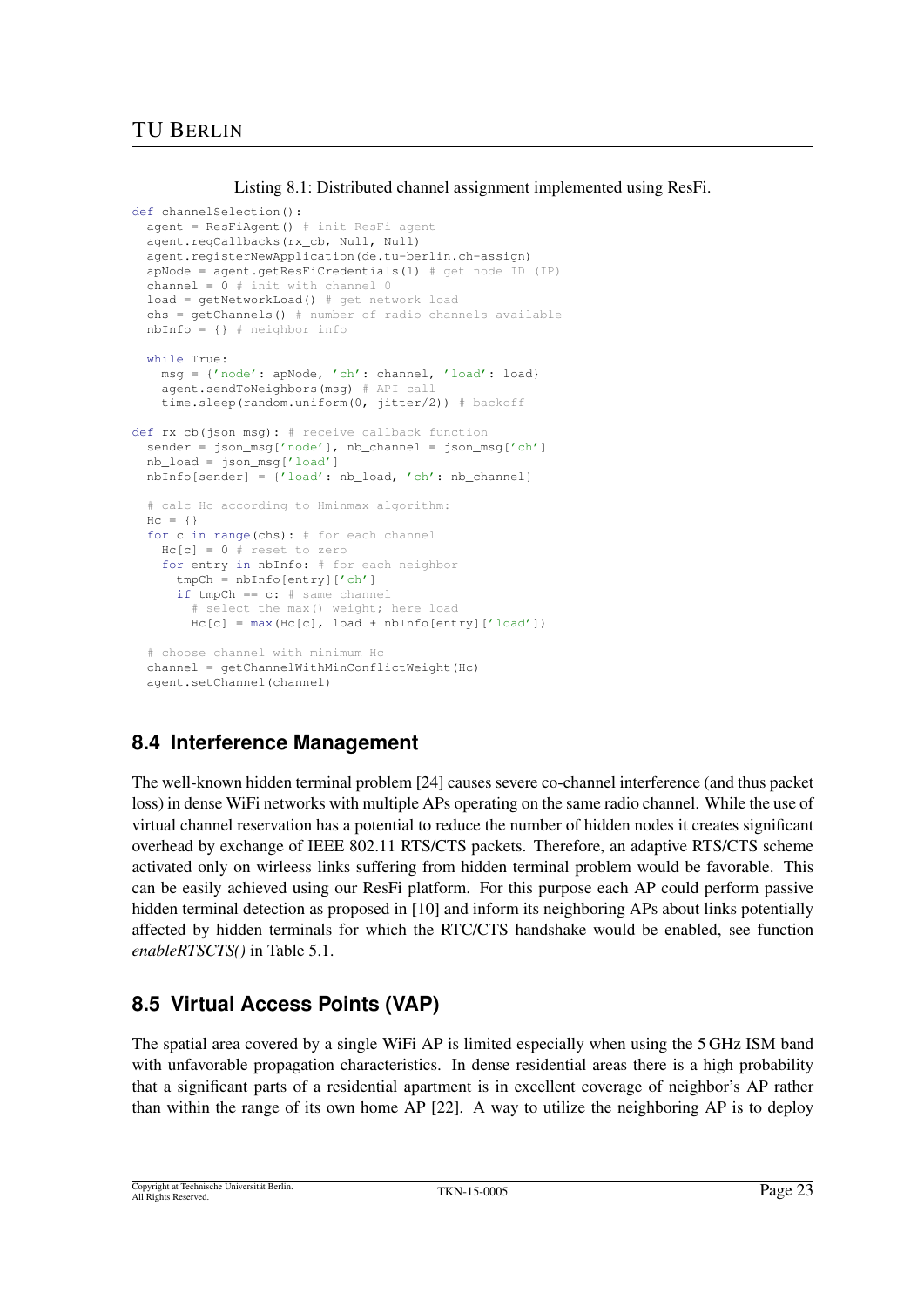Listing 8.1: Distributed channel assignment implemented using ResFi.

```
def channelSelection():
  agent = ResFiAgent() # init ResFi agent
  agent.regCallbacks(rx_cb, Null, Null)
  agent.registerNewApplication(de.tu-berlin.ch-assign)
  apNode = agent.getResFiCredentials(1) # get node ID (IP)
  channel = 0 # init with channel 0
  load = getNetworkLoad() # get network load
  chs = getChannels() # number of radio channels available
  nbInfo = {} # neighbor info

  while True:
    msg = {'node': apNode, 'ch': channel, 'load': load}
    agent.sendToNeighbors(msg) # API call
    time.sleep(random.uniform(0, jitter/2)) # backoff

def rx_cb(json_msg): # receive callback function
  sender = json_msg['node'], nb_channel = json_msg['ch']
  nb_load = json_msg['load']
  nbInfo[sender] = {'load': nb_load, 'ch': nb_channel}

  # calc Hc according to Hminmax algorithm:
  Hc = {}
  for c in range(chs): # for each channel
    Hc[c] = 0 # reset to zero
    for entry in nbInfo: # for each neighbor
      tmpCh = nbInfo[entry]['ch']
      if tmpCh == c: # same channel
        # select the max() weight; here load
        Hc[c] = max(Hc[c], load + nbInfo[entry]['load'])

  # choose channel with minimum Hc
  channel = getChannelWithMinConflictWeight(Hc)
  agent.setChannel(channel)
```

## 8.4 Interference Management

The well-known hidden terminal problem [24] causes severe co-channel interference (and thus packet loss) in dense WiFi networks with multiple APs operating on the same radio channel. While the use of virtual channel reservation has a potential to reduce the number of hidden nodes it creates significant overhead by exchange of IEEE 802.11 RTS/CTS packets. Therefore, an adaptive RTS/CTS scheme activated only on wirleess links suffering from hidden terminal problem would be favorable. This can be easily achieved using our ResFi platform. For this purpose each AP could perform passive hidden terminal detection as proposed in [10] and inform its neighboring APs about links potentially affected by hidden terminals for which the RTC/CTS handshake would be enabled, see function *enableRTSCTS()* in Table 5.1.

## 8.5 Virtual Access Points (VAP)

The spatial area covered by a single WiFi AP is limited especially when using the 5 GHz ISM band with unfavorable propagation characteristics. In dense residential areas there is a high probability that a significant parts of a residential apartment is in excellent coverage of neighbor's AP rather than within the range of its own home AP [22]. A way to utilize the neighboring AP is to deploy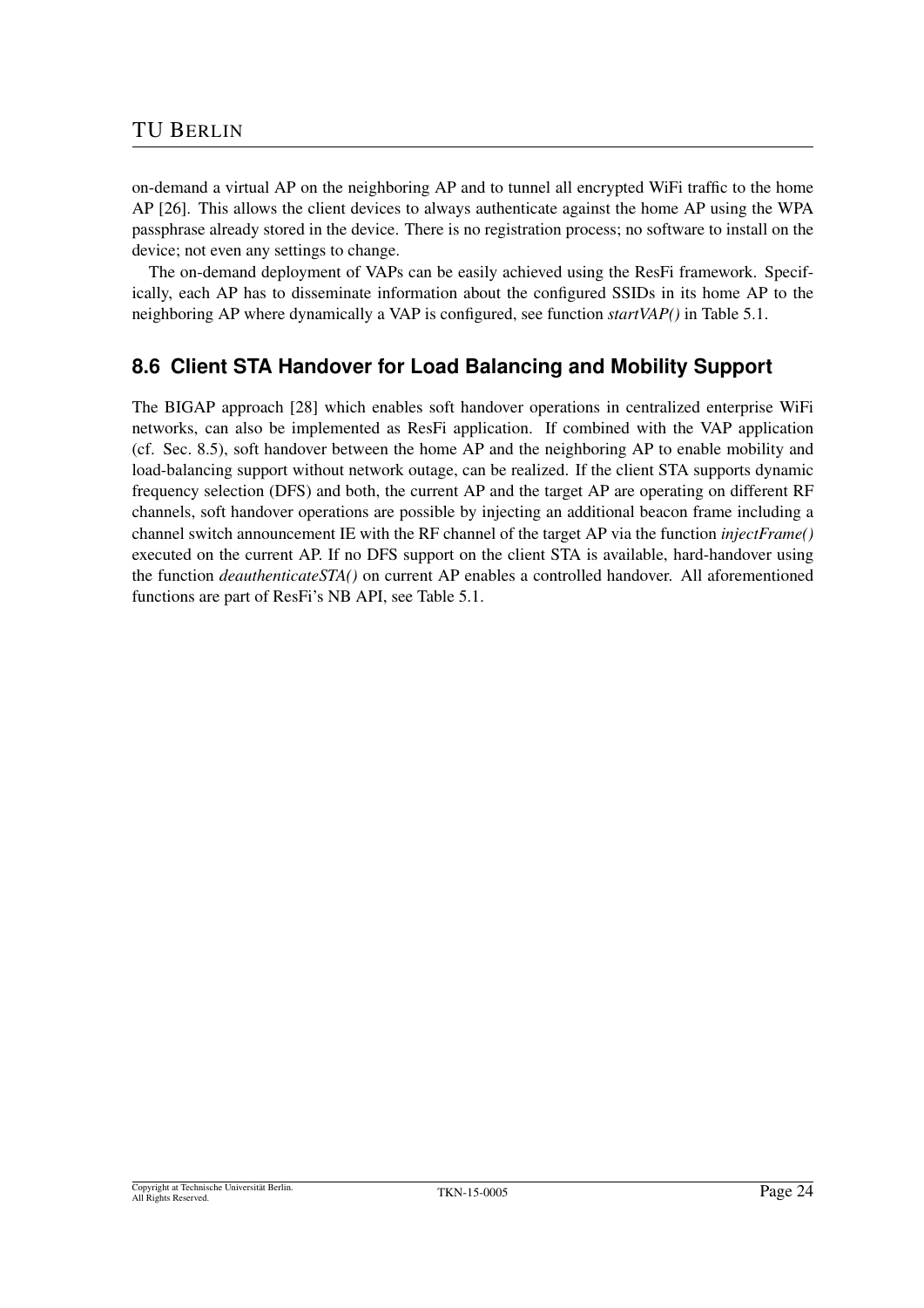on-demand a virtual AP on the neighboring AP and to tunnel all encrypted WiFi traffic to the home AP [26]. This allows the client devices to always authenticate against the home AP using the WPA passphrase already stored in the device. There is no registration process; no software to install on the device; not even any settings to change.

The on-demand deployment of VAPs can be easily achieved using the ResFi framework. Specifically, each AP has to disseminate information about the configured SSIDs in its home AP to the neighboring AP where dynamically a VAP is configured, see function *startVAP()* in Table 5.1.

## 8.6 Client STA Handover for Load Balancing and Mobility Support

The BIGAP approach [28] which enables soft handover operations in centralized enterprise WiFi networks, can also be implemented as ResFi application. If combined with the VAP application (cf. Sec. 8.5), soft handover between the home AP and the neighboring AP to enable mobility and load-balancing support without network outage, can be realized. If the client STA supports dynamic frequency selection (DFS) and both, the current AP and the target AP are operating on different RF channels, soft handover operations are possible by injecting an additional beacon frame including a channel switch announcement IE with the RF channel of the target AP via the function *injectFrame()* executed on the current AP. If no DFS support on the client STA is available, hard-handover using the function *deauthenticateSTA()* on current AP enables a controlled handover. All aforementioned functions are part of ResFi's NB API, see Table 5.1.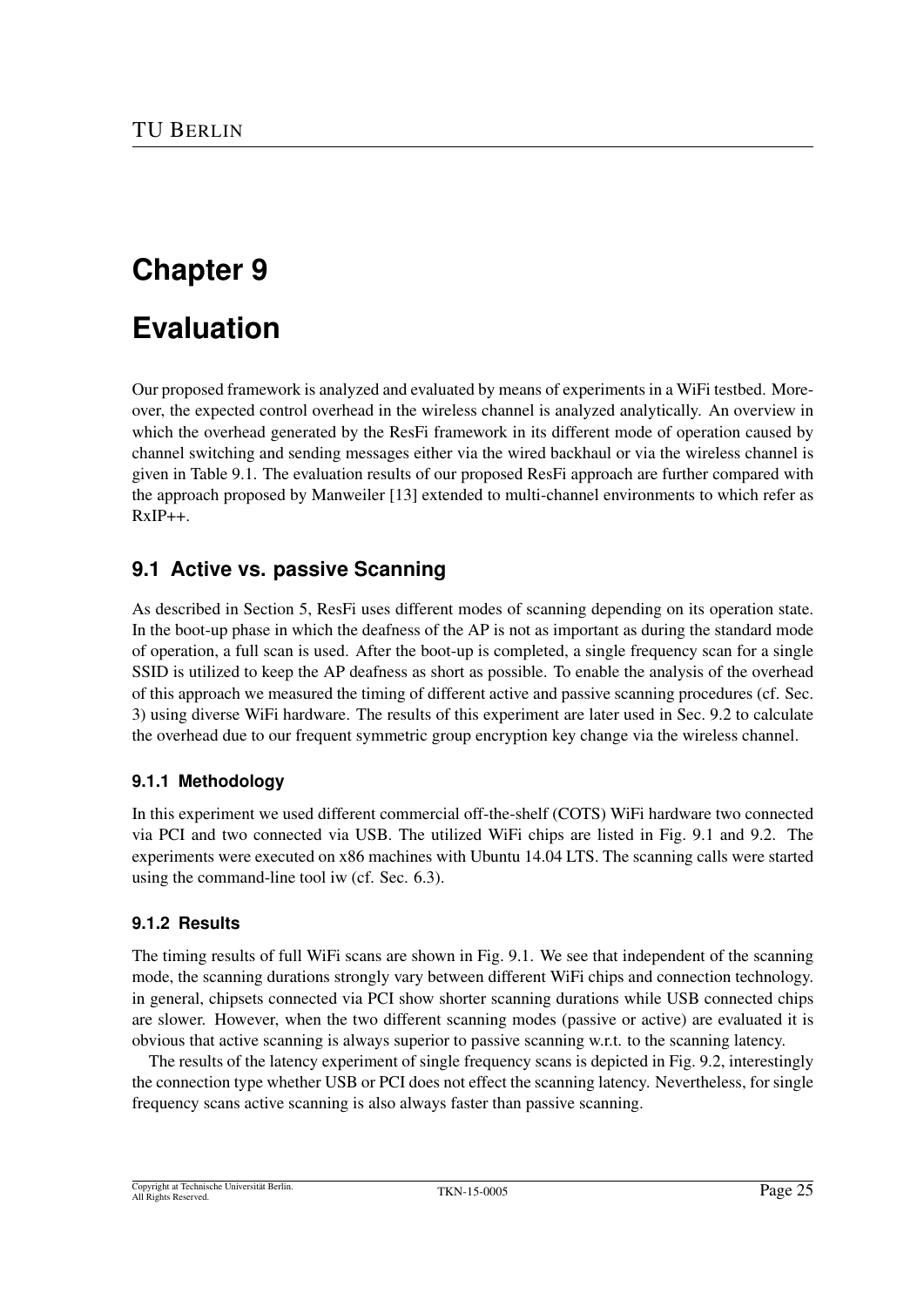# Chapter 9

# Evaluation

Our proposed framework is analyzed and evaluated by means of experiments in a WiFi testbed. Moreover, the expected control overhead in the wireless channel is analyzed analytically. An overview in which the overhead generated by the ResFi framework in its different mode of operation caused by channel switching and sending messages either via the wired backhaul or via the wireless channel is given in Table 9.1. The evaluation results of our proposed ResFi approach are further compared with the approach proposed by Manweiler [13] extended to multi-channel environments to which refer as RxIP++.

## 9.1 Active vs. passive Scanning

As described in Section 5, ResFi uses different modes of scanning depending on its operation state. In the boot-up phase in which the deafness of the AP is not as important as during the standard mode of operation, a full scan is used. After the boot-up is completed, a single frequency scan for a single SSID is utilized to keep the AP deafness as short as possible. To enable the analysis of the overhead of this approach we measured the timing of different active and passive scanning procedures (cf. Sec. 3) using diverse WiFi hardware. The results of this experiment are later used in Sec. 9.2 to calculate the overhead due to our frequent symmetric group encryption key change via the wireless channel.

### 9.1.1 Methodology

In this experiment we used different commercial off-the-shelf (COTS) WiFi hardware two connected via PCI and two connected via USB. The utilized WiFi chips are listed in Fig. 9.1 and 9.2. The experiments were executed on x86 machines with Ubuntu 14.04 LTS. The scanning calls were started using the command-line tool iw (cf. Sec. 6.3).

### 9.1.2 Results

The timing results of full WiFi scans are shown in Fig. 9.1. We see that independent of the scanning mode, the scanning durations strongly vary between different WiFi chips and connection technology. in general, chipsets connected via PCI show shorter scanning durations while USB connected chips are slower. However, when the two different scanning modes (passive or active) are evaluated it is obvious that active scanning is always superior to passive scanning w.r.t. to the scanning latency.

The results of the latency experiment of single frequency scans is depicted in Fig. 9.2, interestingly the connection type whether USB or PCI does not effect the scanning latency. Nevertheless, for single frequency scans active scanning is also always faster than passive scanning.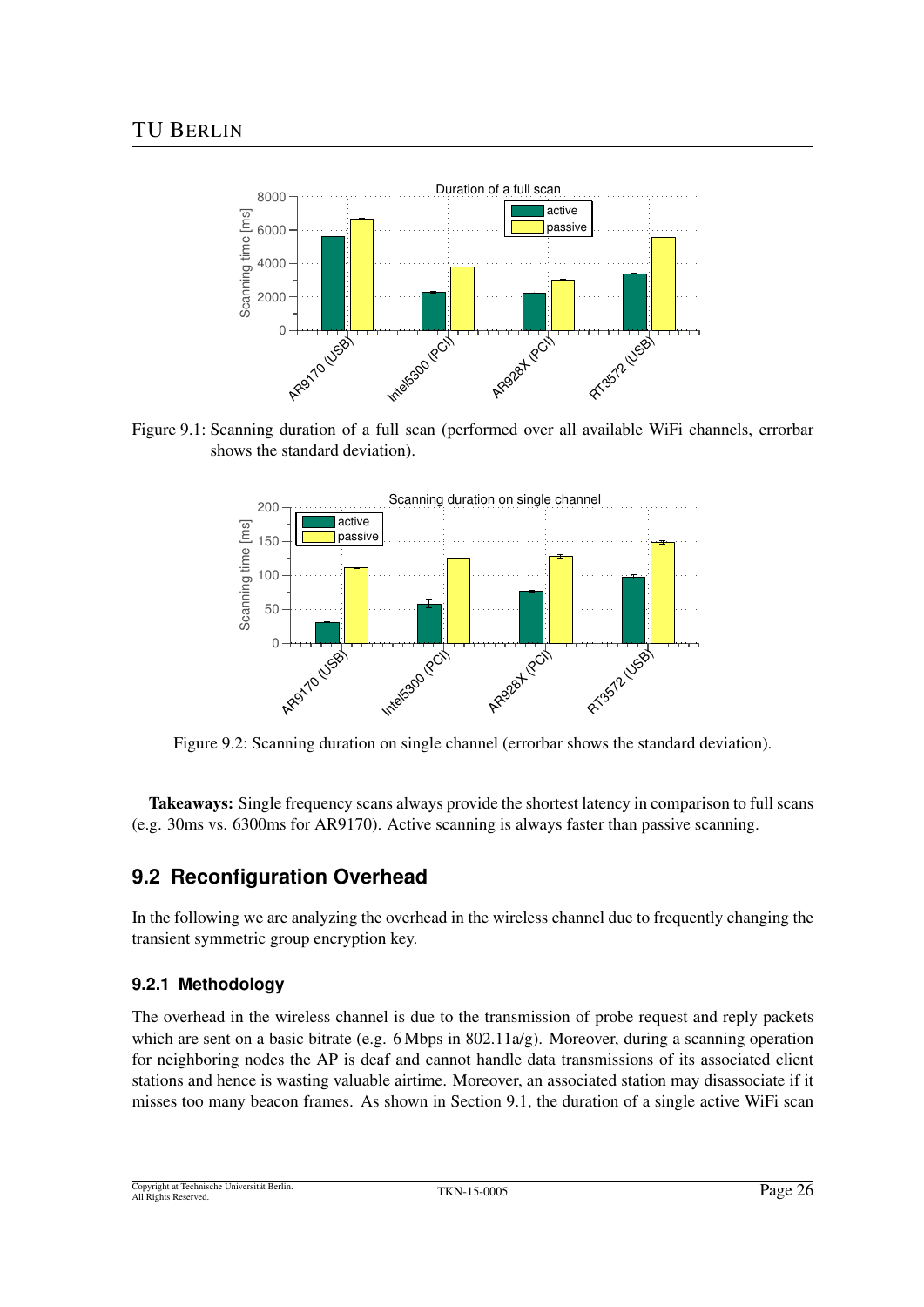Figure 9.1: Scanning duration of a full scan (performed over all available WiFi channels, errorbar shows the standard deviation).

Figure 9.2: Scanning duration on single channel (errorbar shows the standard deviation).

**Takeaways:** Single frequency scans always provide the shortest latency in comparison to full scans (e.g. 30ms vs. 6300ms for AR9170). Active scanning is always faster than passive scanning.

## 9.2 Reconfiguration Overhead

In the following we are analyzing the overhead in the wireless channel due to frequently changing the transient symmetric group encryption key.

### 9.2.1 Methodology

The overhead in the wireless channel is due to the transmission of probe request and reply packets which are sent on a basic bitrate (e.g. 6 Mbps in 802.11a/g). Moreover, during a scanning operation for neighboring nodes the AP is deaf and cannot handle data transmissions of its associated client stations and hence is wasting valuable airtime. Moreover, an associated station may disassociate if it misses too many beacon frames. As shown in Section 9.1, the duration of a single active WiFi scan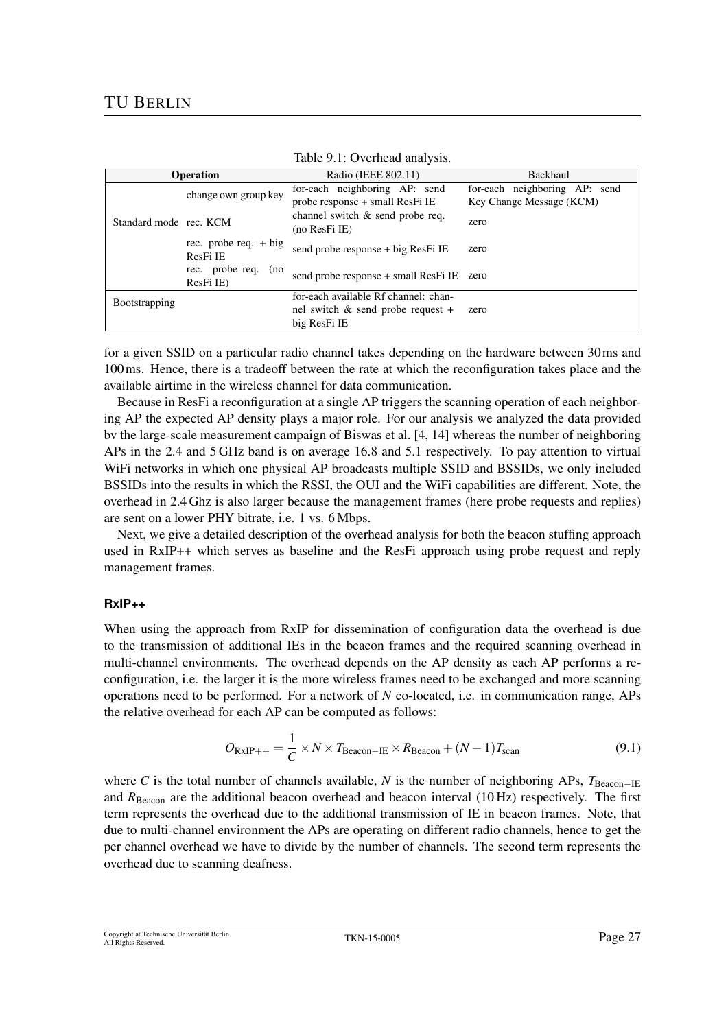Table 9.1: Overhead analysis.

| Operation | | Radio (IEEE 802.11) | Backhaul |
|---|---|---|---|
| Standard mode | change own group key | for-each neighboring AP: send probe response + small ResFi IE | for-each neighboring AP: send Key Change Message (KCM) |
| | rec. KCM | channel switch & send probe req. (no ResFi IE) | zero |
| | rec. probe req. + big ResFi IE | send probe response + big ResFi IE | zero |
| | rec. probe req. (no ResFi IE) | send probe response + small ResFi IE | zero |
| Bootstrapping | | for-each available Rf channel: channel switch & send probe request + big ResFi IE | zero |

for a given SSID on a particular radio channel takes depending on the hardware between 30 ms and 100 ms. Hence, there is a tradeoff between the rate at which the reconfiguration takes place and the available airtime in the wireless channel for data communication.

Because in ResFi a reconfiguration at a single AP triggers the scanning operation of each neighboring AP the expected AP density plays a major role. For our analysis we analyzed the data provided by the large-scale measurement campaign of Biswas et al. [4, 14] whereas the number of neighboring APs in the 2.4 and 5 GHz band is on average 16.8 and 5.1 respectively. To pay attention to virtual WiFi networks in which one physical AP broadcasts multiple SSID and BSSIDs, we only included BSSIDs into the results in which the RSSI, the OUI and the WiFi capabilities are different. Note, the overhead in 2.4 Ghz is also larger because the management frames (here probe requests and replies) are sent on a lower PHY bitrate, i.e. 1 vs. 6 Mbps.

Next, we give a detailed description of the overhead analysis for both the beacon stuffing approach used in RxIP++ which serves as baseline and the ResFi approach using probe request and reply management frames.

### RxIP++

When using the approach from RxIP for dissemination of configuration data the overhead is due to the transmission of additional IEs in the beacon frames and the required scanning overhead in multi-channel environments. The overhead depends on the AP density as each AP performs a reconfiguration, i.e. the larger it is the more wireless frames need to be exchanged and more scanning operations need to be performed. For a network of $N$ co-located, i.e. in communication range, APs the relative overhead for each AP can be computed as follows:

$$O_{\mathrm{RxIP++}} = \frac{1}{C} \times N \times T_{\mathrm{Beacon-IE}} \times R_{\mathrm{Beacon}} + (N-1)T_{\mathrm{scan}} \tag{9.1}$$

where $C$ is the total number of channels available, $N$ is the number of neighboring APs, $T_{\mathrm{Beacon-IE}}$ and $R_{\mathrm{Beacon}}$ are the additional beacon overhead and beacon interval (10 Hz) respectively. The first term represents the overhead due to the additional transmission of IE in beacon frames. Note, that due to multi-channel environment the APs are operating on different radio channels, hence to get the per channel overhead we have to divide by the number of channels. The second term represents the overhead due to scanning deafness.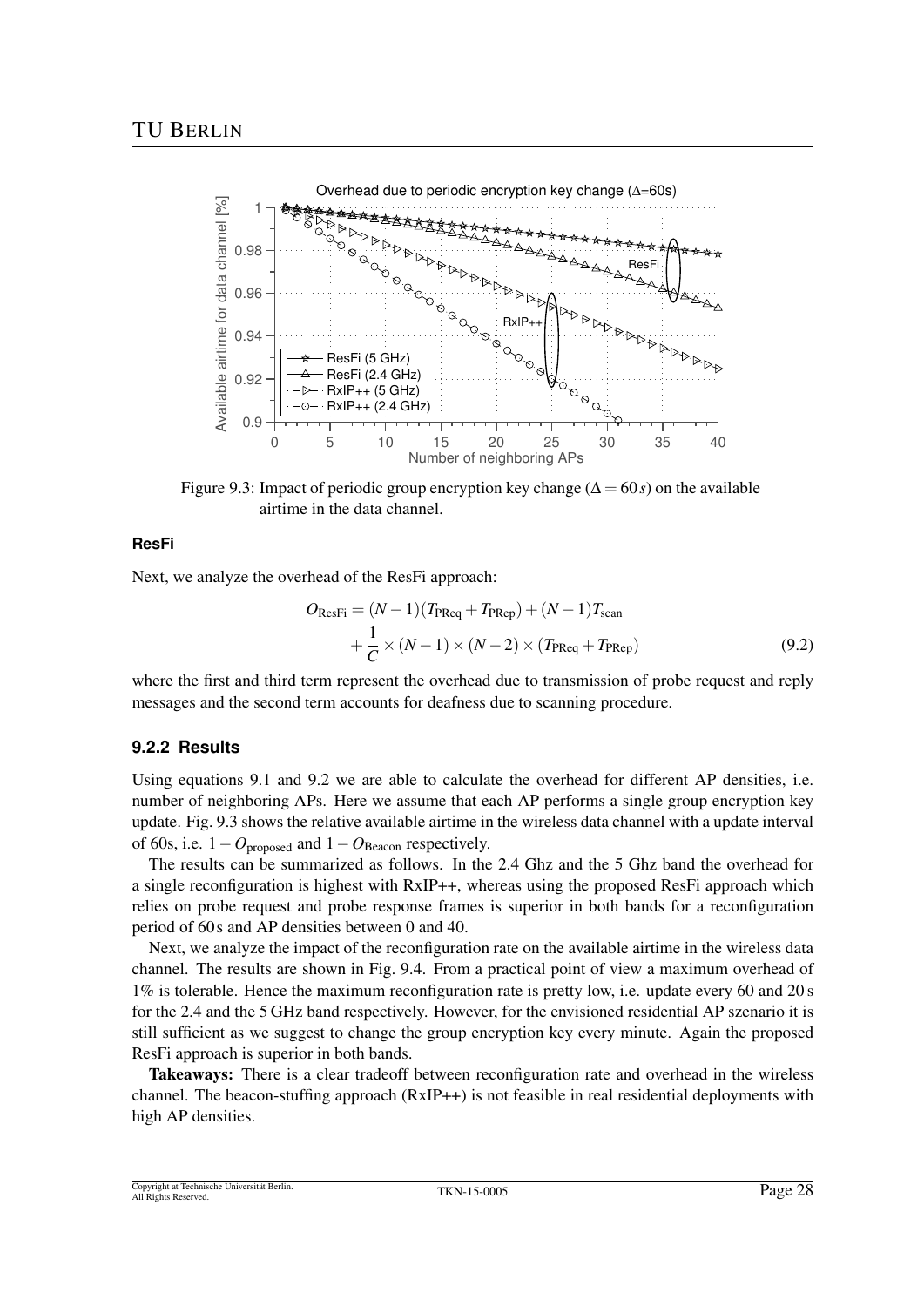Figure 9.3: Impact of periodic group encryption key change ($\Delta = 60\,s$) on the available airtime in the data channel.

### ResFi

Next, we analyze the overhead of the ResFi approach:

$$O_{\text{ResFi}} = (N-1)(T_{\text{PReq}} + T_{\text{PRep}}) + (N-1)T_{\text{scan}} + \frac{1}{C} \times (N-1) \times (N-2) \times (T_{\text{PReq}} + T_{\text{PRep}}) \quad (9.2)$$

where the first and third term represent the overhead due to transmission of probe request and reply messages and the second term accounts for deafness due to scanning procedure.

### 9.2.2 Results

Using equations 9.1 and 9.2 we are able to calculate the overhead for different AP densities, i.e. number of neighboring APs. Here we assume that each AP performs a single group encryption key update. Fig. 9.3 shows the relative available airtime in the wireless data channel with a update interval of 60s, i.e. $1 - O_{\text{proposed}}$ and $1 - O_{\text{Beacon}}$ respectively.

The results can be summarized as follows. In the 2.4 Ghz and the 5 Ghz band the overhead for a single reconfiguration is highest with RxIP++, whereas using the proposed ResFi approach which relies on probe request and probe response frames is superior in both bands for a reconfiguration period of 60 s and AP densities between 0 and 40.

Next, we analyze the impact of the reconfiguration rate on the available airtime in the wireless data channel. The results are shown in Fig. 9.4. From a practical point of view a maximum overhead of 1% is tolerable. Hence the maximum reconfiguration rate is pretty low, i.e. update every 60 and 20 s for the 2.4 and the 5 GHz band respectively. However, for the envisioned residential AP szenario it is still sufficient as we suggest to change the group encryption key every minute. Again the proposed ResFi approach is superior in both bands.

**Takeaways:** There is a clear tradeoff between reconfiguration rate and overhead in the wireless channel. The beacon-stuffing approach (RxIP++) is not feasible in real residential deployments with high AP densities.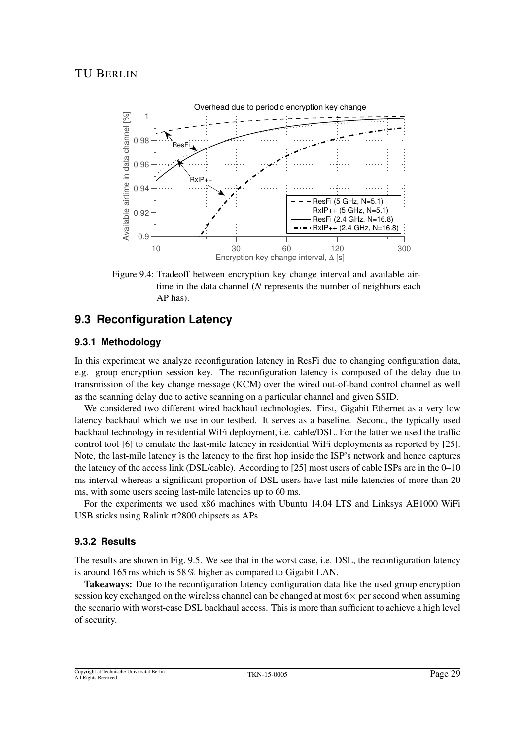Figure 9.4: Tradeoff between encryption key change interval and available airtime in the data channel (*N* represents the number of neighbors each AP has).

## 9.3 Reconfiguration Latency

### 9.3.1 Methodology

In this experiment we analyze reconfiguration latency in ResFi due to changing configuration data, e.g. group encryption session key. The reconfiguration latency is composed of the delay due to transmission of the key change message (KCM) over the wired out-of-band control channel as well as the scanning delay due to active scanning on a particular channel and given SSID.

We considered two different wired backhaul technologies. First, Gigabit Ethernet as a very low latency backhaul which we use in our testbed. It serves as a baseline. Second, the typically used backhaul technology in residential WiFi deployment, i.e. cable/DSL. For the latter we used the traffic control tool [6] to emulate the last-mile latency in residential WiFi deployments as reported by [25]. Note, the last-mile latency is the latency to the first hop inside the ISP's network and hence captures the latency of the access link (DSL/cable). According to [25] most users of cable ISPs are in the 0–10 ms interval whereas a significant proportion of DSL users have last-mile latencies of more than 20 ms, with some users seeing last-mile latencies up to 60 ms.

For the experiments we used x86 machines with Ubuntu 14.04 LTS and Linksys AE1000 WiFi USB sticks using Ralink rt2800 chipsets as APs.

### 9.3.2 Results

The results are shown in Fig. 9.5. We see that in the worst case, i.e. DSL, the reconfiguration latency is around 165 ms which is 58 % higher as compared to Gigabit LAN.

**Takeaways:** Due to the reconfiguration latency configuration data like the used group encryption session key exchanged on the wireless channel can be changed at most $6\times$ per second when assuming the scenario with worst-case DSL backhaul access. This is more than sufficient to achieve a high level of security.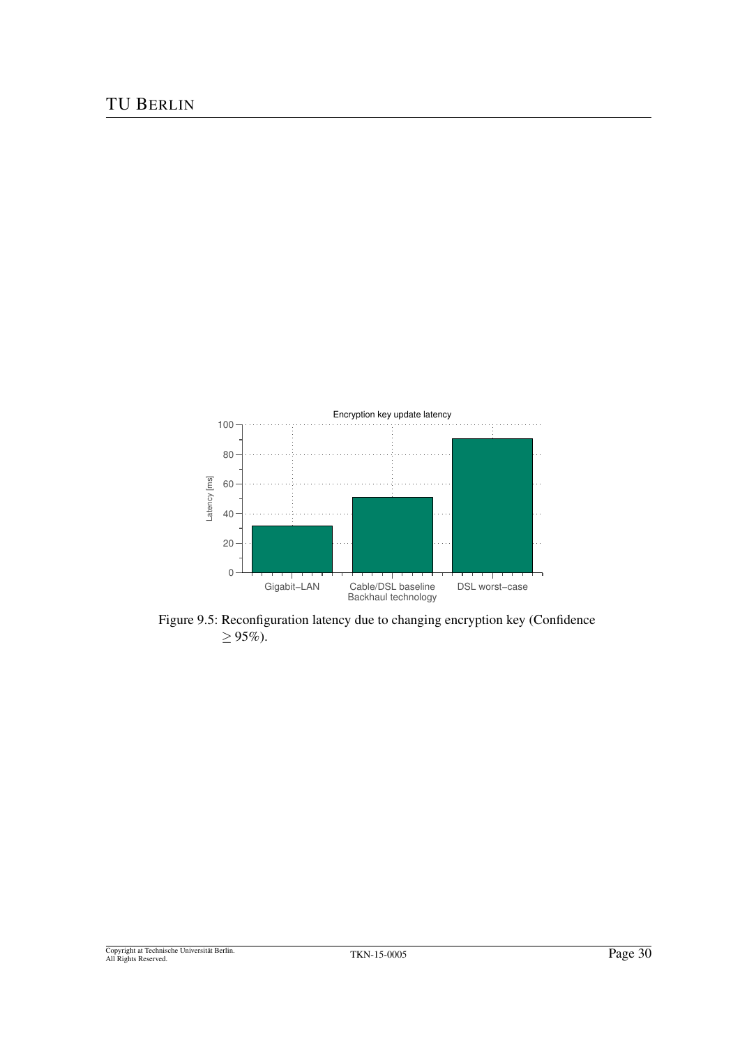Figure 9.5: Reconfiguration latency due to changing encryption key (Confidence $\geq 95\%$).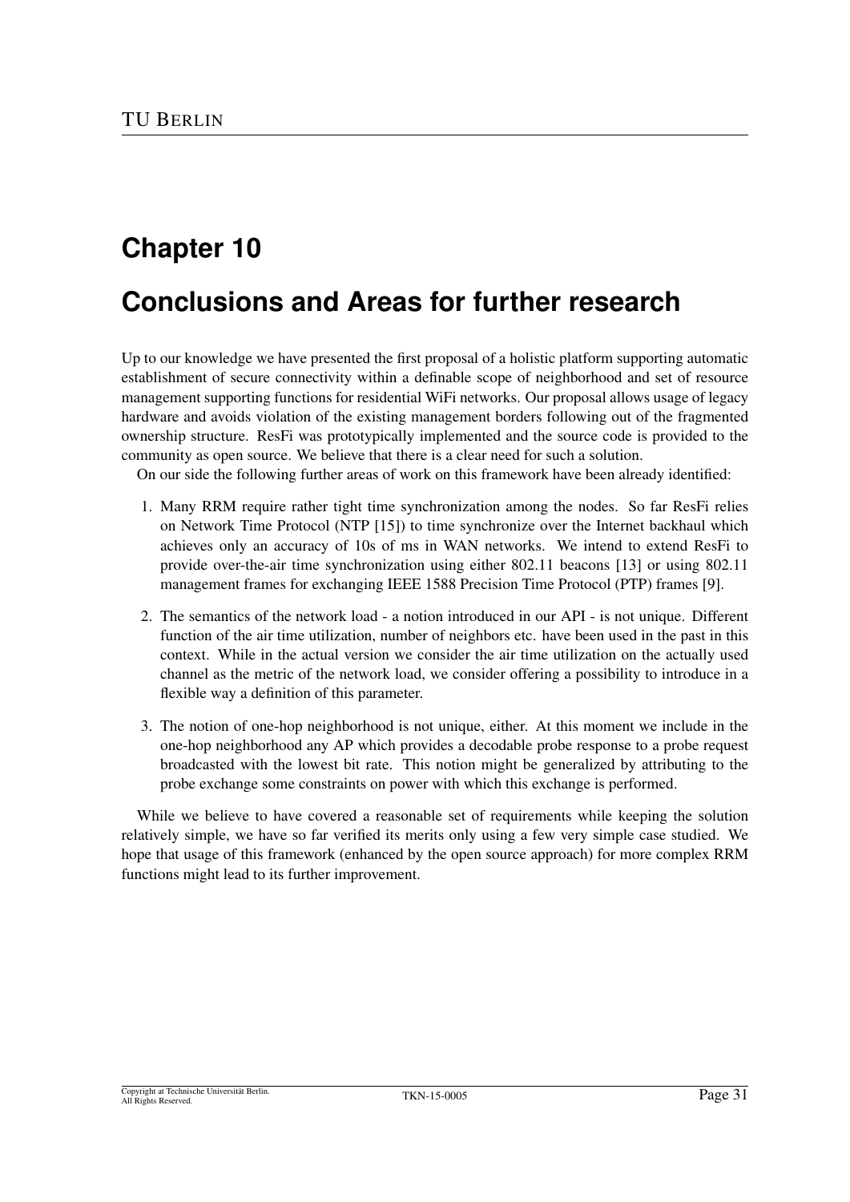# Chapter 10

# Conclusions and Areas for further research

Up to our knowledge we have presented the first proposal of a holistic platform supporting automatic establishment of secure connectivity within a definable scope of neighborhood and set of resource management supporting functions for residential WiFi networks. Our proposal allows usage of legacy hardware and avoids violation of the existing management borders following out of the fragmented ownership structure. ResFi was prototypically implemented and the source code is provided to the community as open source. We believe that there is a clear need for such a solution.

On our side the following further areas of work on this framework have been already identified:

1. Many RRM require rather tight time synchronization among the nodes. So far ResFi relies on Network Time Protocol (NTP [15]) to time synchronize over the Internet backhaul which achieves only an accuracy of 10s of ms in WAN networks. We intend to extend ResFi to provide over-the-air time synchronization using either 802.11 beacons [13] or using 802.11 management frames for exchanging IEEE 1588 Precision Time Protocol (PTP) frames [9].

2. The semantics of the network load - a notion introduced in our API - is not unique. Different function of the air time utilization, number of neighbors etc. have been used in the past in this context. While in the actual version we consider the air time utilization on the actually used channel as the metric of the network load, we consider offering a possibility to introduce in a flexible way a definition of this parameter.

3. The notion of one-hop neighborhood is not unique, either. At this moment we include in the one-hop neighborhood any AP which provides a decodable probe response to a probe request broadcasted with the lowest bit rate. This notion might be generalized by attributing to the probe exchange some constraints on power with which this exchange is performed.

While we believe to have covered a reasonable set of requirements while keeping the solution relatively simple, we have so far verified its merits only using a few very simple case studied. We hope that usage of this framework (enhanced by the open source approach) for more complex RRM functions might lead to its further improvement.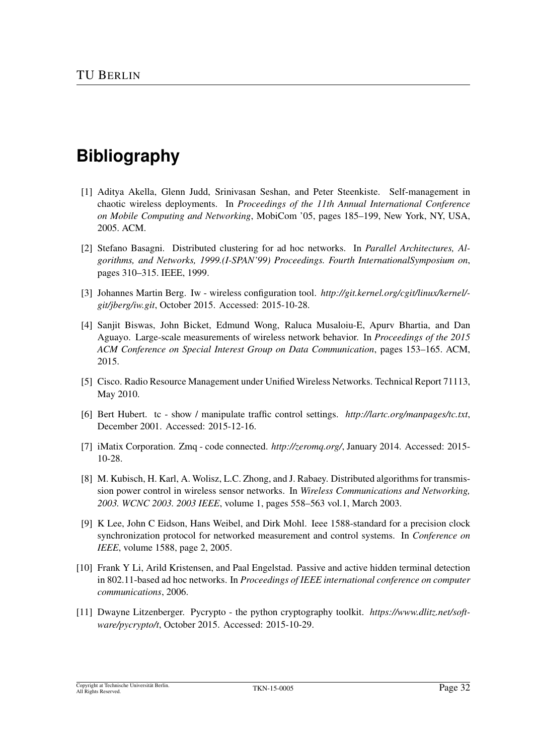# Bibliography

[1] Aditya Akella, Glenn Judd, Srinivasan Seshan, and Peter Steenkiste. Self-management in chaotic wireless deployments. In *Proceedings of the 11th Annual International Conference on Mobile Computing and Networking*, MobiCom '05, pages 185–199, New York, NY, USA, 2005. ACM.

[2] Stefano Basagni. Distributed clustering for ad hoc networks. In *Parallel Architectures, Algorithms, and Networks, 1999.(I-SPAN'99) Proceedings. Fourth InternationalSymposium on*, pages 310–315. IEEE, 1999.

[3] Johannes Martin Berg. Iw - wireless configuration tool. *http://git.kernel.org/cgit/linux/kernel/git/jberg/iw.git*, October 2015. Accessed: 2015-10-28.

[4] Sanjit Biswas, John Bicket, Edmund Wong, Raluca Musaloiu-E, Apurv Bhartia, and Dan Aguayo. Large-scale measurements of wireless network behavior. In *Proceedings of the 2015 ACM Conference on Special Interest Group on Data Communication*, pages 153–165. ACM, 2015.

[5] Cisco. Radio Resource Management under Unified Wireless Networks. Technical Report 71113, May 2010.

[6] Bert Hubert. tc - show / manipulate traffic control settings. *http://lartc.org/manpages/tc.txt*, December 2001. Accessed: 2015-12-16.

[7] iMatix Corporation. Zmq - code connected. *http://zeromq.org/*, January 2014. Accessed: 2015-10-28.

[8] M. Kubisch, H. Karl, A. Wolisz, L.C. Zhong, and J. Rabaey. Distributed algorithms for transmission power control in wireless sensor networks. In *Wireless Communications and Networking, 2003. WCNC 2003. 2003 IEEE*, volume 1, pages 558–563 vol.1, March 2003.

[9] K Lee, John C Eidson, Hans Weibel, and Dirk Mohl. Ieee 1588-standard for a precision clock synchronization protocol for networked measurement and control systems. In *Conference on IEEE*, volume 1588, page 2, 2005.

[10] Frank Y Li, Arild Kristensen, and Paal Engelstad. Passive and active hidden terminal detection in 802.11-based ad hoc networks. In *Proceedings of IEEE international conference on computer communications*, 2006.

[11] Dwayne Litzenberger. Pycrypto - the python cryptography toolkit. *https://www.dlitz.net/software/pycrypto/t*, October 2015. Accessed: 2015-10-29.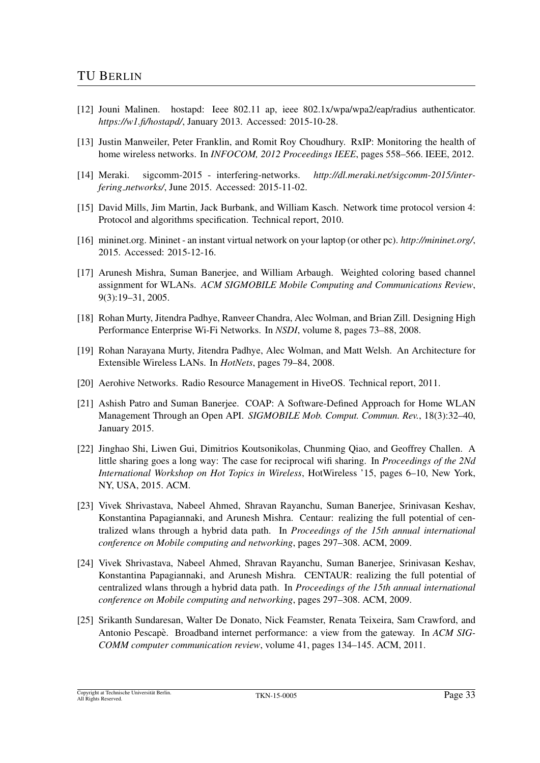[12] Jouni Malinen. hostapd: Ieee 802.11 ap, ieee 802.1x/wpa/wpa2/eap/radius authenticator. *https://w1.fi/hostapd/*, January 2013. Accessed: 2015-10-28.

[13] Justin Manweiler, Peter Franklin, and Romit Roy Choudhury. RxIP: Monitoring the health of home wireless networks. In *INFOCOM, 2012 Proceedings IEEE*, pages 558–566. IEEE, 2012.

[14] Meraki. sigcomm-2015 - interfering-networks. *http://dl.meraki.net/sigcomm-2015/interfering_networks/*, June 2015. Accessed: 2015-11-02.

[15] David Mills, Jim Martin, Jack Burbank, and William Kasch. Network time protocol version 4: Protocol and algorithms specification. Technical report, 2010.

[16] mininet.org. Mininet - an instant virtual network on your laptop (or other pc). *http://mininet.org/*, 2015. Accessed: 2015-12-16.

[17] Arunesh Mishra, Suman Banerjee, and William Arbaugh. Weighted coloring based channel assignment for WLANs. *ACM SIGMOBILE Mobile Computing and Communications Review*, 9(3):19–31, 2005.

[18] Rohan Murty, Jitendra Padhye, Ranveer Chandra, Alec Wolman, and Brian Zill. Designing High Performance Enterprise Wi-Fi Networks. In *NSDI*, volume 8, pages 73–88, 2008.

[19] Rohan Narayana Murty, Jitendra Padhye, Alec Wolman, and Matt Welsh. An Architecture for Extensible Wireless LANs. In *HotNets*, pages 79–84, 2008.

[20] Aerohive Networks. Radio Resource Management in HiveOS. Technical report, 2011.

[21] Ashish Patro and Suman Banerjee. COAP: A Software-Defined Approach for Home WLAN Management Through an Open API. *SIGMOBILE Mob. Comput. Commun. Rev.*, 18(3):32–40, January 2015.

[22] Jinghao Shi, Liwen Gui, Dimitrios Koutsonikolas, Chunming Qiao, and Geoffrey Challen. A little sharing goes a long way: The case for reciprocal wifi sharing. In *Proceedings of the 2Nd International Workshop on Hot Topics in Wireless*, HotWireless '15, pages 6–10, New York, NY, USA, 2015. ACM.

[23] Vivek Shrivastava, Nabeel Ahmed, Shravan Rayanchu, Suman Banerjee, Srinivasan Keshav, Konstantina Papagiannaki, and Arunesh Mishra. Centaur: realizing the full potential of centralized wlans through a hybrid data path. In *Proceedings of the 15th annual international conference on Mobile computing and networking*, pages 297–308. ACM, 2009.

[24] Vivek Shrivastava, Nabeel Ahmed, Shravan Rayanchu, Suman Banerjee, Srinivasan Keshav, Konstantina Papagiannaki, and Arunesh Mishra. CENTAUR: realizing the full potential of centralized wlans through a hybrid data path. In *Proceedings of the 15th annual international conference on Mobile computing and networking*, pages 297–308. ACM, 2009.

[25] Srikanth Sundaresan, Walter De Donato, Nick Feamster, Renata Teixeira, Sam Crawford, and Antonio Pescapè. Broadband internet performance: a view from the gateway. In *ACM SIGCOMM computer communication review*, volume 41, pages 134–145. ACM, 2011.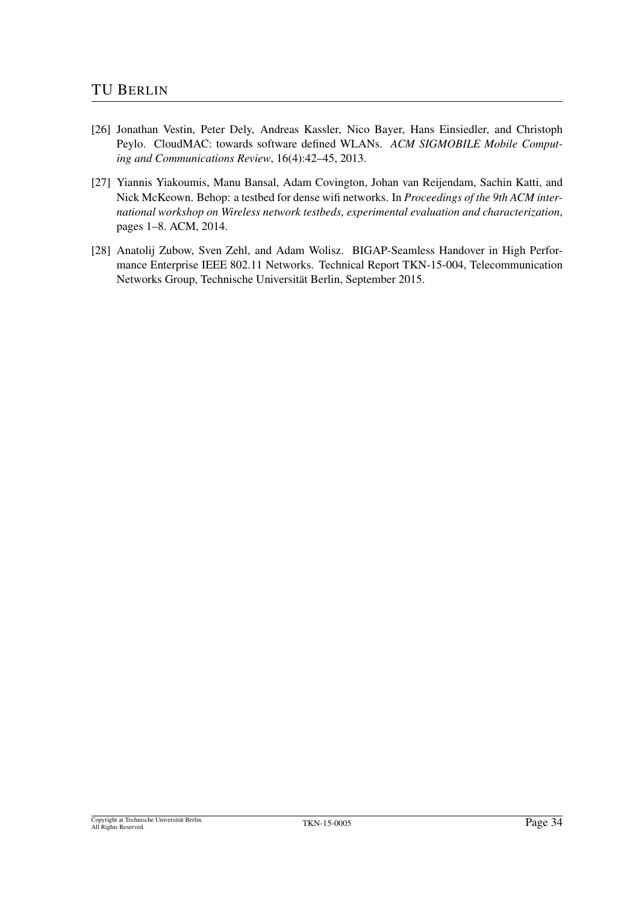[26] Jonathan Vestin, Peter Dely, Andreas Kassler, Nico Bayer, Hans Einsiedler, and Christoph Peylo. CloudMAC: towards software defined WLANs. *ACM SIGMOBILE Mobile Computing and Communications Review*, 16(4):42–45, 2013.

[27] Yiannis Yiakoumis, Manu Bansal, Adam Covington, Johan van Reijendam, Sachin Katti, and Nick McKeown. Behop: a testbed for dense wifi networks. In *Proceedings of the 9th ACM international workshop on Wireless network testbeds, experimental evaluation and characterization*, pages 1–8. ACM, 2014.

[28] Anatolij Zubow, Sven Zehl, and Adam Wolisz. BIGAP-Seamless Handover in High Performance Enterprise IEEE 802.11 Networks. Technical Report TKN-15-004, Telecommunication Networks Group, Technische Universität Berlin, September 2015.